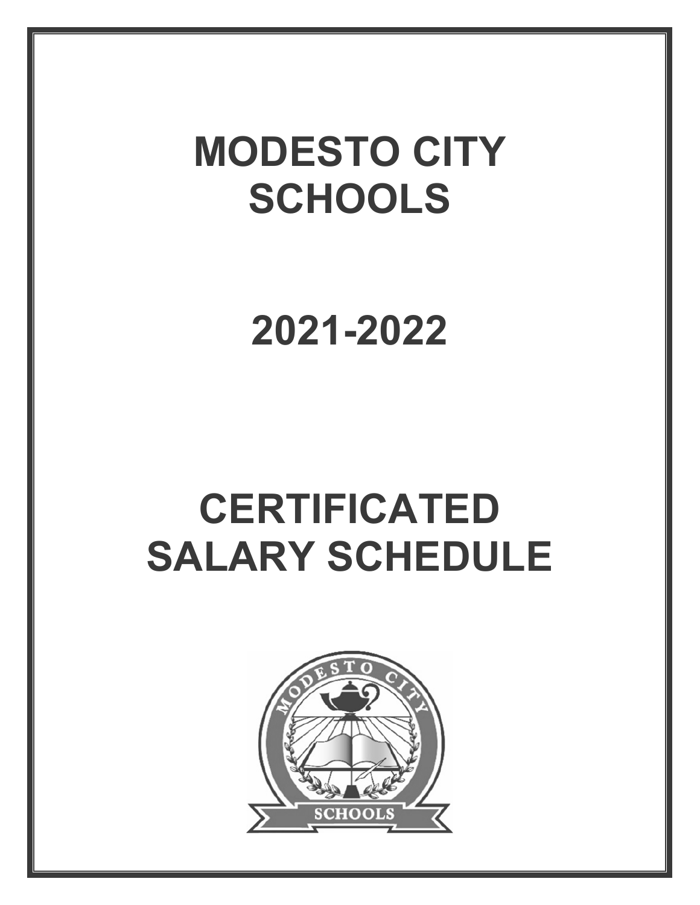# MODESTO CITY SCHOOLS

# 2021-2022

# CERTIFICATED SALARY SCHEDULE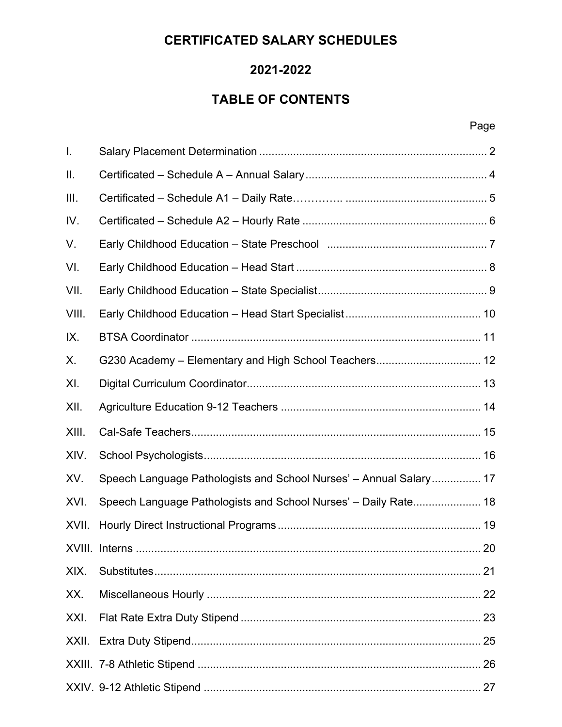# CERTIFICATED SALARY SCHEDULES

## 2021-2022

## TABLE OF CONTENTS

| | | Page |
|---|---|---|
| I. | Salary Placement Determination | 2 |
| II. | Certificated – Schedule A – Annual Salary | 4 |
| III. | Certificated – Schedule A1 – Daily Rate | 5 |
| IV. | Certificated – Schedule A2 – Hourly Rate | 6 |
| V. | Early Childhood Education – State Preschool | 7 |
| VI. | Early Childhood Education – Head Start | 8 |
| VII. | Early Childhood Education – State Specialist | 9 |
| VIII. | Early Childhood Education – Head Start Specialist | 10 |
| IX. | BTSA Coordinator | 11 |
| X. | G230 Academy – Elementary and High School Teachers | 12 |
| XI. | Digital Curriculum Coordinator | 13 |
| XII. | Agriculture Education 9-12 Teachers | 14 |
| XIII. | Cal-Safe Teachers | 15 |
| XIV. | School Psychologists | 16 |
| XV. | Speech Language Pathologists and School Nurses' – Annual Salary | 17 |
| XVI. | Speech Language Pathologists and School Nurses' – Daily Rate | 18 |
| XVII. | Hourly Direct Instructional Programs | 19 |
| XVIII. | Interns | 20 |
| XIX. | Substitutes | 21 |
| XX. | Miscellaneous Hourly | 22 |
| XXI. | Flat Rate Extra Duty Stipend | 23 |
| XXII. | Extra Duty Stipend | 25 |
| XXIII. | 7-8 Athletic Stipend | 26 |
| XXIV. | 9-12 Athletic Stipend | 27 |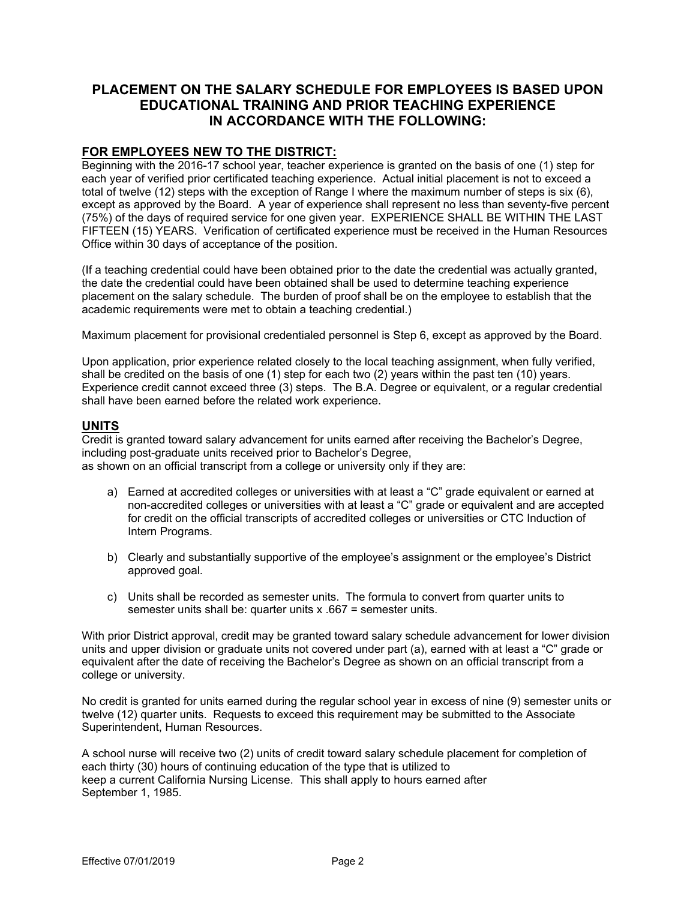## PLACEMENT ON THE SALARY SCHEDULE FOR EMPLOYEES IS BASED UPON EDUCATIONAL TRAINING AND PRIOR TEACHING EXPERIENCE IN ACCORDANCE WITH THE FOLLOWING:

### FOR EMPLOYEES NEW TO THE DISTRICT:

Beginning with the 2016-17 school year, teacher experience is granted on the basis of one (1) step for each year of verified prior certificated teaching experience. Actual initial placement is not to exceed a total of twelve (12) steps with the exception of Range I where the maximum number of steps is six (6), except as approved by the Board. A year of experience shall represent no less than seventy-five percent (75%) of the days of required service for one given year. EXPERIENCE SHALL BE WITHIN THE LAST FIFTEEN (15) YEARS. Verification of certificated experience must be received in the Human Resources Office within 30 days of acceptance of the position.

(If a teaching credential could have been obtained prior to the date the credential was actually granted, the date the credential could have been obtained shall be used to determine teaching experience placement on the salary schedule. The burden of proof shall be on the employee to establish that the academic requirements were met to obtain a teaching credential.)

Maximum placement for provisional credentialed personnel is Step 6, except as approved by the Board.

Upon application, prior experience related closely to the local teaching assignment, when fully verified, shall be credited on the basis of one (1) step for each two (2) years within the past ten (10) years. Experience credit cannot exceed three (3) steps. The B.A. Degree or equivalent, or a regular credential shall have been earned before the related work experience.

### UNITS

Credit is granted toward salary advancement for units earned after receiving the Bachelor's Degree, including post-graduate units received prior to Bachelor's Degree, as shown on an official transcript from a college or university only if they are:

a) Earned at accredited colleges or universities with at least a "C" grade equivalent or earned at non-accredited colleges or universities with at least a "C" grade or equivalent and are accepted for credit on the official transcripts of accredited colleges or universities or CTC Induction of Intern Programs.

b) Clearly and substantially supportive of the employee's assignment or the employee's District approved goal.

c) Units shall be recorded as semester units. The formula to convert from quarter units to semester units shall be: quarter units x .667 = semester units.

With prior District approval, credit may be granted toward salary schedule advancement for lower division units and upper division or graduate units not covered under part (a), earned with at least a "C" grade or equivalent after the date of receiving the Bachelor's Degree as shown on an official transcript from a college or university.

No credit is granted for units earned during the regular school year in excess of nine (9) semester units or twelve (12) quarter units. Requests to exceed this requirement may be submitted to the Associate Superintendent, Human Resources.

A school nurse will receive two (2) units of credit toward salary schedule placement for completion of each thirty (30) hours of continuing education of the type that is utilized to keep a current California Nursing License. This shall apply to hours earned after September 1, 1985.

Effective 07/01/2019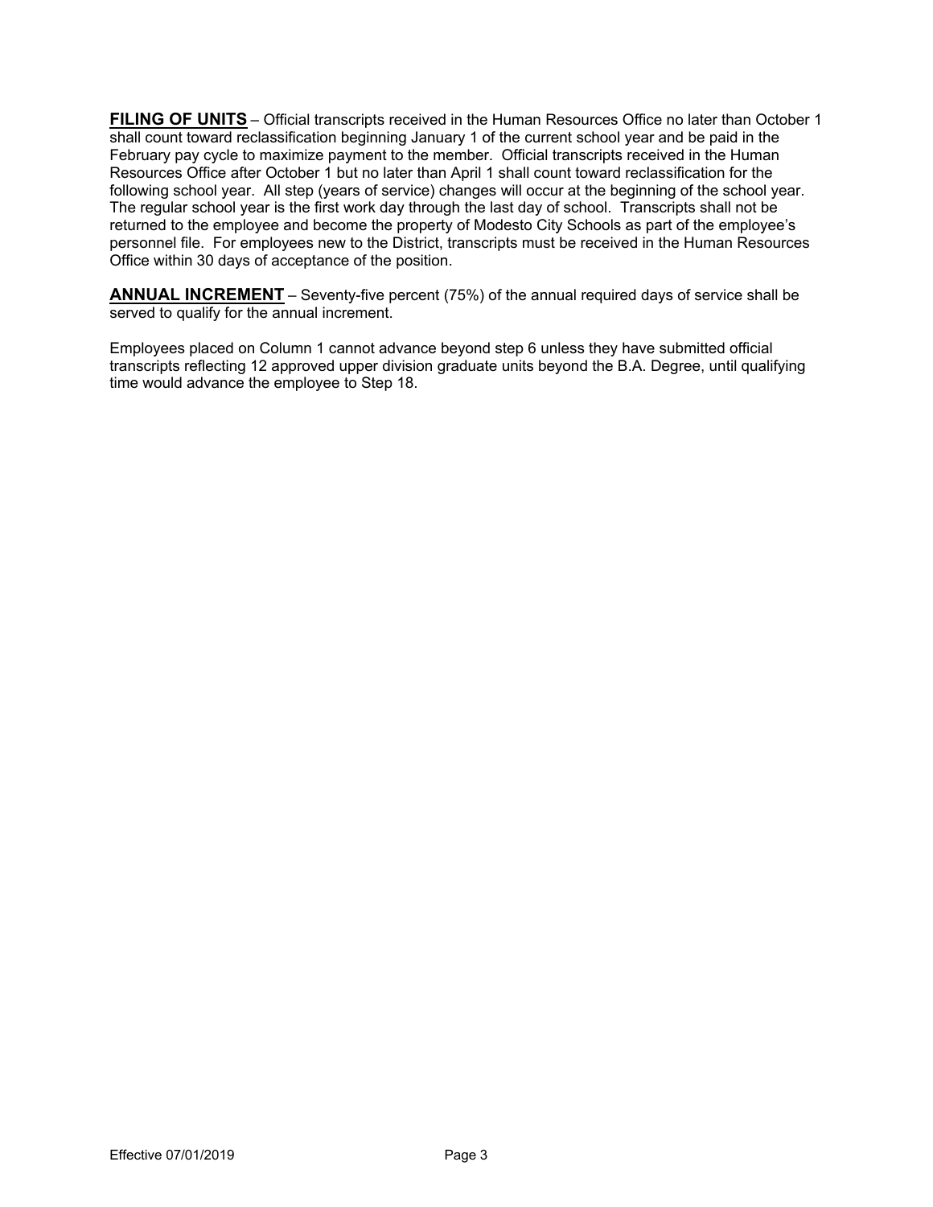**FILING OF UNITS** – Official transcripts received in the Human Resources Office no later than October 1 shall count toward reclassification beginning January 1 of the current school year and be paid in the February pay cycle to maximize payment to the member. Official transcripts received in the Human Resources Office after October 1 but no later than April 1 shall count toward reclassification for the following school year. All step (years of service) changes will occur at the beginning of the school year. The regular school year is the first work day through the last day of school. Transcripts shall not be returned to the employee and become the property of Modesto City Schools as part of the employee's personnel file. For employees new to the District, transcripts must be received in the Human Resources Office within 30 days of acceptance of the position.

**ANNUAL INCREMENT** – Seventy-five percent (75%) of the annual required days of service shall be served to qualify for the annual increment.

Employees placed on Column 1 cannot advance beyond step 6 unless they have submitted official transcripts reflecting 12 approved upper division graduate units beyond the B.A. Degree, until qualifying time would advance the employee to Step 18.

Effective 07/01/2019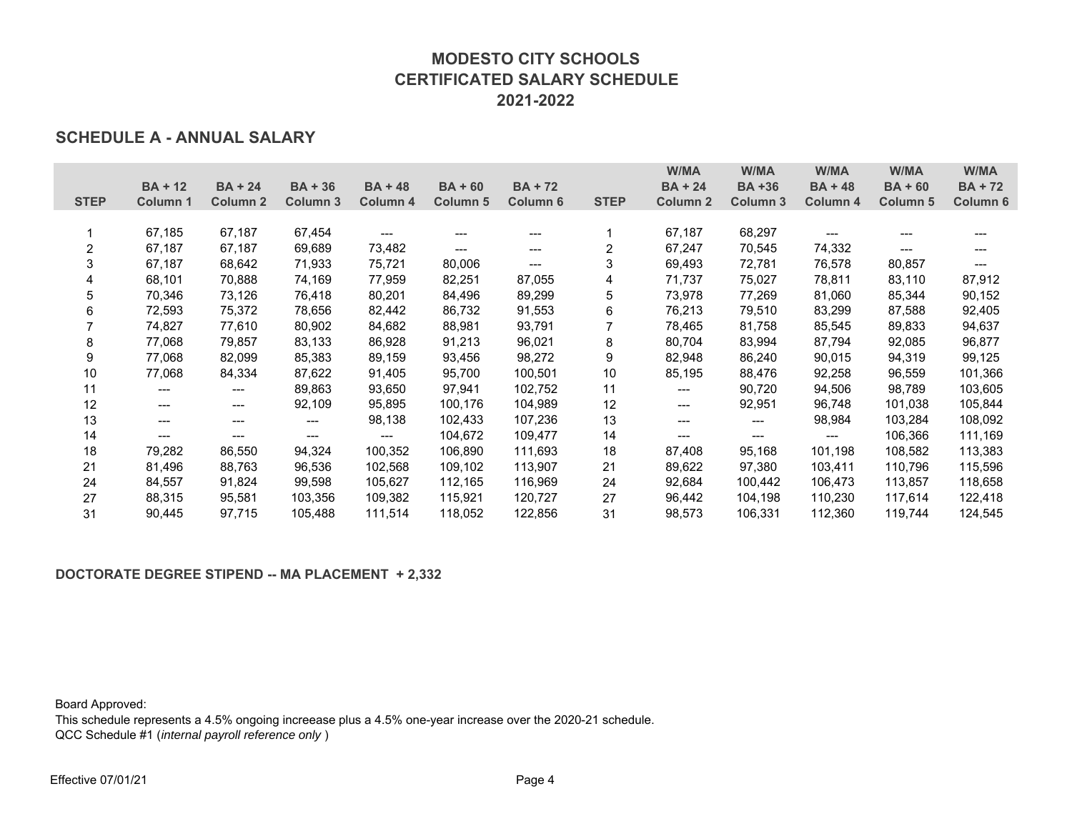# MODESTO CITY SCHOOLS
# CERTIFICATED SALARY SCHEDULE
# 2021-2022

## SCHEDULE A - ANNUAL SALARY

| STEP | BA + 12 Column 1 | BA + 24 Column 2 | BA + 36 Column 3 | BA + 48 Column 4 | BA + 60 Column 5 | BA + 72 Column 6 | STEP | W/MA BA + 24 Column 2 | W/MA BA +36 Column 3 | W/MA BA + 48 Column 4 | W/MA BA + 60 Column 5 | W/MA BA + 72 Column 6 |
|---|---|---|---|---|---|---|---|---|---|---|---|---|
| 1 | 67,185 | 67,187 | 67,454 | --- | --- | --- | 1 | 67,187 | 68,297 | --- | --- | --- |
| 2 | 67,187 | 67,187 | 69,689 | 73,482 | --- | --- | 2 | 67,247 | 70,545 | 74,332 | --- | --- |
| 3 | 67,187 | 68,642 | 71,933 | 75,721 | 80,006 | --- | 3 | 69,493 | 72,781 | 76,578 | 80,857 | --- |
| 4 | 68,101 | 70,888 | 74,169 | 77,959 | 82,251 | 87,055 | 4 | 71,737 | 75,027 | 78,811 | 83,110 | 87,912 |
| 5 | 70,346 | 73,126 | 76,418 | 80,201 | 84,496 | 89,299 | 5 | 73,978 | 77,269 | 81,060 | 85,344 | 90,152 |
| 6 | 72,593 | 75,372 | 78,656 | 82,442 | 86,732 | 91,553 | 6 | 76,213 | 79,510 | 83,299 | 87,588 | 92,405 |
| 7 | 74,827 | 77,610 | 80,902 | 84,682 | 88,981 | 93,791 | 7 | 78,465 | 81,758 | 85,545 | 89,833 | 94,637 |
| 8 | 77,068 | 79,857 | 83,133 | 86,928 | 91,213 | 96,021 | 8 | 80,704 | 83,994 | 87,794 | 92,085 | 96,877 |
| 9 | 77,068 | 82,099 | 85,383 | 89,159 | 93,456 | 98,272 | 9 | 82,948 | 86,240 | 90,015 | 94,319 | 99,125 |
| 10 | 77,068 | 84,334 | 87,622 | 91,405 | 95,700 | 100,501 | 10 | 85,195 | 88,476 | 92,258 | 96,559 | 101,366 |
| 11 | --- | --- | 89,863 | 93,650 | 97,941 | 102,752 | 11 | --- | 90,720 | 94,506 | 98,789 | 103,605 |
| 12 | --- | --- | 92,109 | 95,895 | 100,176 | 104,989 | 12 | --- | 92,951 | 96,748 | 101,038 | 105,844 |
| 13 | --- | --- | --- | 98,138 | 102,433 | 107,236 | 13 | --- | --- | 98,984 | 103,284 | 108,092 |
| 14 | --- | --- | --- | --- | 104,672 | 109,477 | 14 | --- | --- | --- | 106,366 | 111,169 |
| 18 | 79,282 | 86,550 | 94,324 | 100,352 | 106,890 | 111,693 | 18 | 87,408 | 95,168 | 101,198 | 108,582 | 113,383 |
| 21 | 81,496 | 88,763 | 96,536 | 102,568 | 109,102 | 113,907 | 21 | 89,622 | 97,380 | 103,411 | 110,796 | 115,596 |
| 24 | 84,557 | 91,824 | 99,598 | 105,627 | 112,165 | 116,969 | 24 | 92,684 | 100,442 | 106,473 | 113,857 | 118,658 |
| 27 | 88,315 | 95,581 | 103,356 | 109,382 | 115,921 | 120,727 | 27 | 96,442 | 104,198 | 110,230 | 117,614 | 122,418 |
| 31 | 90,445 | 97,715 | 105,488 | 111,514 | 118,052 | 122,856 | 31 | 98,573 | 106,331 | 112,360 | 119,744 | 124,545 |

**DOCTORATE DEGREE STIPEND -- MA PLACEMENT + 2,332**

Board Approved:

This schedule represents a 4.5% ongoing increease plus a 4.5% one-year increase over the 2020-21 schedule.

QCC Schedule #1 (*internal payroll reference only* )

Effective 07/01/21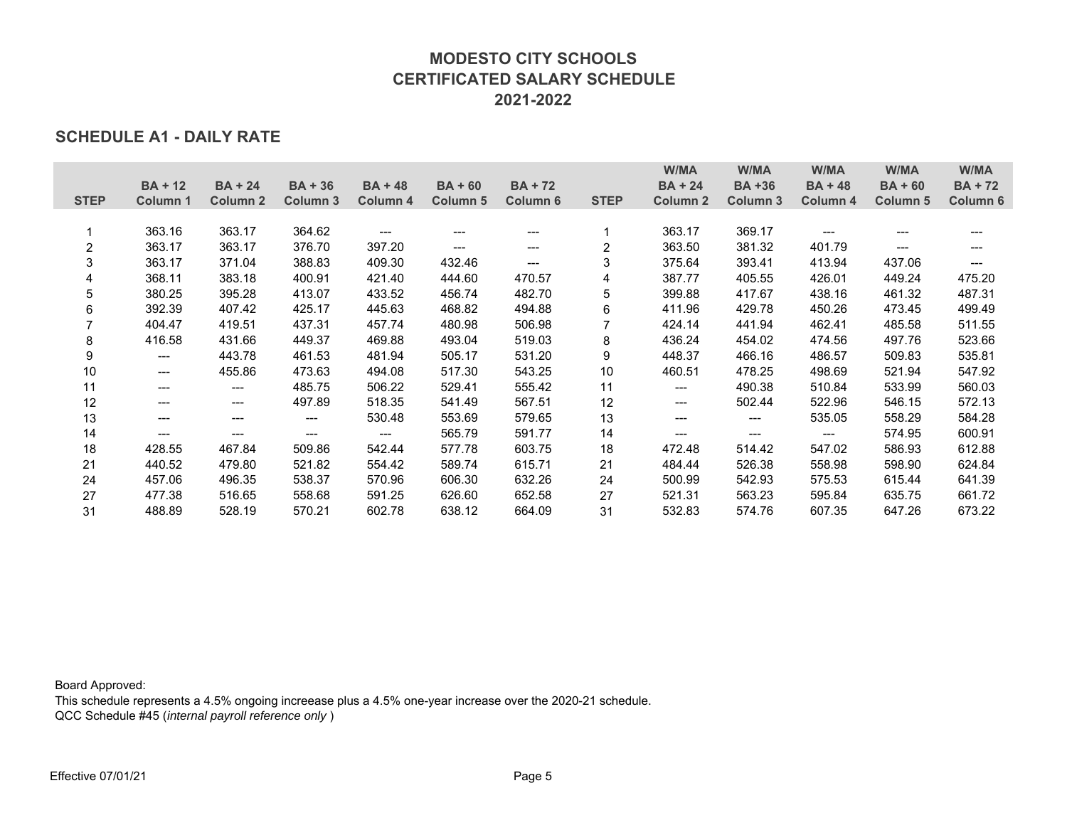# MODESTO CITY SCHOOLS
# CERTIFICATED SALARY SCHEDULE
# 2021-2022

## SCHEDULE A1 - DAILY RATE

| STEP | BA + 12 Column 1 | BA + 24 Column 2 | BA + 36 Column 3 | BA + 48 Column 4 | BA + 60 Column 5 | BA + 72 Column 6 | STEP | W/MA BA + 24 Column 2 | W/MA BA +36 Column 3 | W/MA BA + 48 Column 4 | W/MA BA + 60 Column 5 | W/MA BA + 72 Column 6 |
|---|---|---|---|---|---|---|---|---|---|---|---|---|
| 1 | 363.16 | 363.17 | 364.62 | --- | --- | --- | 1 | 363.17 | 369.17 | --- | --- | --- |
| 2 | 363.17 | 363.17 | 376.70 | 397.20 | --- | --- | 2 | 363.50 | 381.32 | 401.79 | --- | --- |
| 3 | 363.17 | 371.04 | 388.83 | 409.30 | 432.46 | --- | 3 | 375.64 | 393.41 | 413.94 | 437.06 | --- |
| 4 | 368.11 | 383.18 | 400.91 | 421.40 | 444.60 | 470.57 | 4 | 387.77 | 405.55 | 426.01 | 449.24 | 475.20 |
| 5 | 380.25 | 395.28 | 413.07 | 433.52 | 456.74 | 482.70 | 5 | 399.88 | 417.67 | 438.16 | 461.32 | 487.31 |
| 6 | 392.39 | 407.42 | 425.17 | 445.63 | 468.82 | 494.88 | 6 | 411.96 | 429.78 | 450.26 | 473.45 | 499.49 |
| 7 | 404.47 | 419.51 | 437.31 | 457.74 | 480.98 | 506.98 | 7 | 424.14 | 441.94 | 462.41 | 485.58 | 511.55 |
| 8 | 416.58 | 431.66 | 449.37 | 469.88 | 493.04 | 519.03 | 8 | 436.24 | 454.02 | 474.56 | 497.76 | 523.66 |
| 9 | --- | 443.78 | 461.53 | 481.94 | 505.17 | 531.20 | 9 | 448.37 | 466.16 | 486.57 | 509.83 | 535.81 |
| 10 | --- | 455.86 | 473.63 | 494.08 | 517.30 | 543.25 | 10 | 460.51 | 478.25 | 498.69 | 521.94 | 547.92 |
| 11 | --- | --- | 485.75 | 506.22 | 529.41 | 555.42 | 11 | --- | 490.38 | 510.84 | 533.99 | 560.03 |
| 12 | --- | --- | 497.89 | 518.35 | 541.49 | 567.51 | 12 | --- | 502.44 | 522.96 | 546.15 | 572.13 |
| 13 | --- | --- | --- | 530.48 | 553.69 | 579.65 | 13 | --- | --- | 535.05 | 558.29 | 584.28 |
| 14 | --- | --- | --- | --- | 565.79 | 591.77 | 14 | --- | --- | --- | 574.95 | 600.91 |
| 18 | 428.55 | 467.84 | 509.86 | 542.44 | 577.78 | 603.75 | 18 | 472.48 | 514.42 | 547.02 | 586.93 | 612.88 |
| 21 | 440.52 | 479.80 | 521.82 | 554.42 | 589.74 | 615.71 | 21 | 484.44 | 526.38 | 558.98 | 598.90 | 624.84 |
| 24 | 457.06 | 496.35 | 538.37 | 570.96 | 606.30 | 632.26 | 24 | 500.99 | 542.93 | 575.53 | 615.44 | 641.39 |
| 27 | 477.38 | 516.65 | 558.68 | 591.25 | 626.60 | 652.58 | 27 | 521.31 | 563.23 | 595.84 | 635.75 | 661.72 |
| 31 | 488.89 | 528.19 | 570.21 | 602.78 | 638.12 | 664.09 | 31 | 532.83 | 574.76 | 607.35 | 647.26 | 673.22 |

Board Approved:

This schedule represents a 4.5% ongoing increease plus a 4.5% one-year increase over the 2020-21 schedule.

QCC Schedule #45 (*internal payroll reference only* )

Effective 07/01/21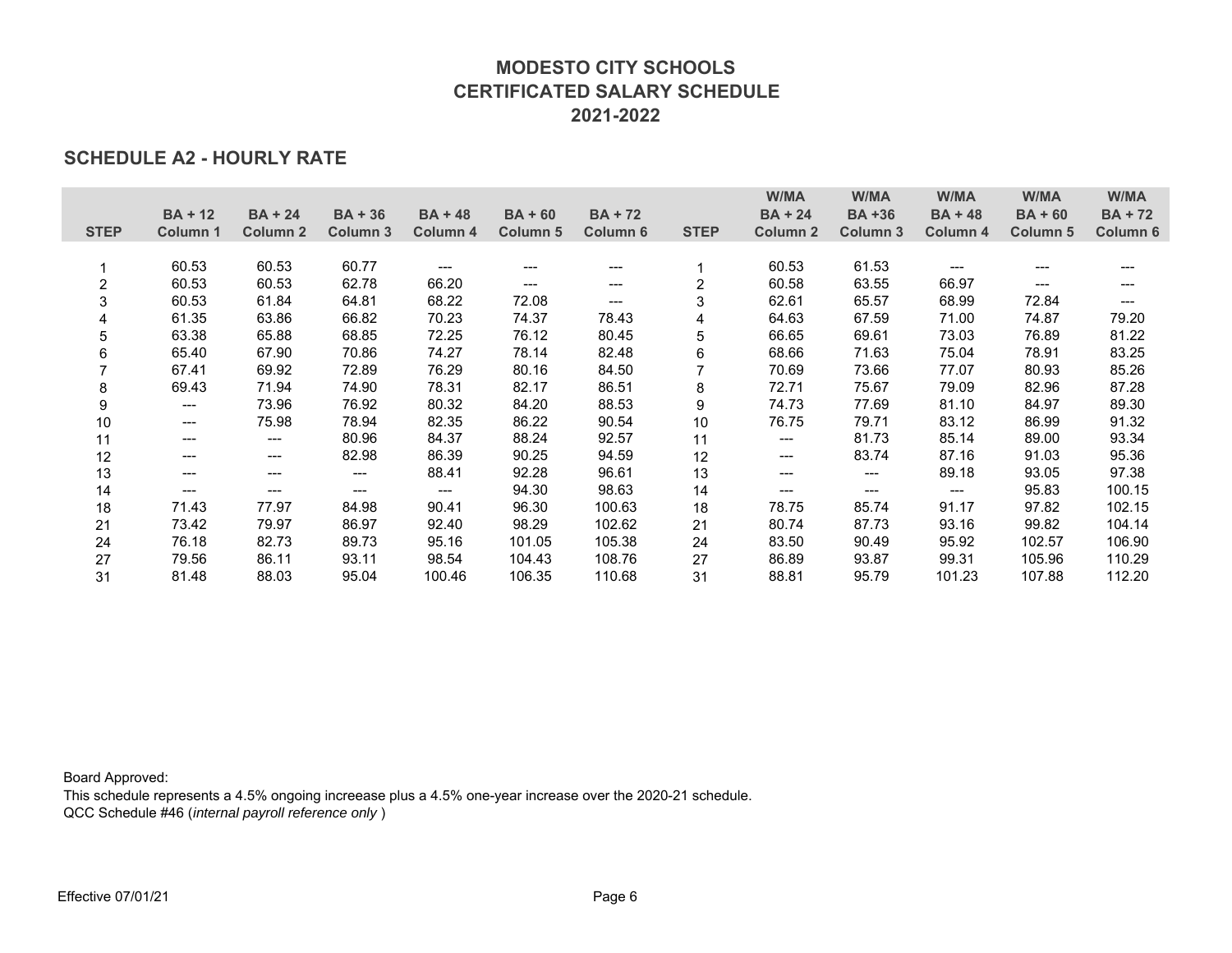# MODESTO CITY SCHOOLS
# CERTIFICATED SALARY SCHEDULE
# 2021-2022

## SCHEDULE A2 - HOURLY RATE

| STEP | BA + 12 Column 1 | BA + 24 Column 2 | BA + 36 Column 3 | BA + 48 Column 4 | BA + 60 Column 5 | BA + 72 Column 6 | STEP | W/MA BA + 24 Column 2 | W/MA BA +36 Column 3 | W/MA BA + 48 Column 4 | W/MA BA + 60 Column 5 | W/MA BA + 72 Column 6 |
|---|---|---|---|---|---|---|---|---|---|---|---|---|
| 1 | 60.53 | 60.53 | 60.77 | --- | --- | --- | 1 | 60.53 | 61.53 | --- | --- | --- |
| 2 | 60.53 | 60.53 | 62.78 | 66.20 | --- | --- | 2 | 60.58 | 63.55 | 66.97 | --- | --- |
| 3 | 60.53 | 61.84 | 64.81 | 68.22 | 72.08 | --- | 3 | 62.61 | 65.57 | 68.99 | 72.84 | --- |
| 4 | 61.35 | 63.86 | 66.82 | 70.23 | 74.37 | 78.43 | 4 | 64.63 | 67.59 | 71.00 | 74.87 | 79.20 |
| 5 | 63.38 | 65.88 | 68.85 | 72.25 | 76.12 | 80.45 | 5 | 66.65 | 69.61 | 73.03 | 76.89 | 81.22 |
| 6 | 65.40 | 67.90 | 70.86 | 74.27 | 78.14 | 82.48 | 6 | 68.66 | 71.63 | 75.04 | 78.91 | 83.25 |
| 7 | 67.41 | 69.92 | 72.89 | 76.29 | 80.16 | 84.50 | 7 | 70.69 | 73.66 | 77.07 | 80.93 | 85.26 |
| 8 | 69.43 | 71.94 | 74.90 | 78.31 | 82.17 | 86.51 | 8 | 72.71 | 75.67 | 79.09 | 82.96 | 87.28 |
| 9 | --- | 73.96 | 76.92 | 80.32 | 84.20 | 88.53 | 9 | 74.73 | 77.69 | 81.10 | 84.97 | 89.30 |
| 10 | --- | 75.98 | 78.94 | 82.35 | 86.22 | 90.54 | 10 | 76.75 | 79.71 | 83.12 | 86.99 | 91.32 |
| 11 | --- | --- | 80.96 | 84.37 | 88.24 | 92.57 | 11 | --- | 81.73 | 85.14 | 89.00 | 93.34 |
| 12 | --- | --- | 82.98 | 86.39 | 90.25 | 94.59 | 12 | --- | 83.74 | 87.16 | 91.03 | 95.36 |
| 13 | --- | --- | --- | 88.41 | 92.28 | 96.61 | 13 | --- | --- | 89.18 | 93.05 | 97.38 |
| 14 | --- | --- | --- | --- | 94.30 | 98.63 | 14 | --- | --- | --- | 95.83 | 100.15 |
| 18 | 71.43 | 77.97 | 84.98 | 90.41 | 96.30 | 100.63 | 18 | 78.75 | 85.74 | 91.17 | 97.82 | 102.15 |
| 21 | 73.42 | 79.97 | 86.97 | 92.40 | 98.29 | 102.62 | 21 | 80.74 | 87.73 | 93.16 | 99.82 | 104.14 |
| 24 | 76.18 | 82.73 | 89.73 | 95.16 | 101.05 | 105.38 | 24 | 83.50 | 90.49 | 95.92 | 102.57 | 106.90 |
| 27 | 79.56 | 86.11 | 93.11 | 98.54 | 104.43 | 108.76 | 27 | 86.89 | 93.87 | 99.31 | 105.96 | 110.29 |
| 31 | 81.48 | 88.03 | 95.04 | 100.46 | 106.35 | 110.68 | 31 | 88.81 | 95.79 | 101.23 | 107.88 | 112.20 |

Board Approved:

This schedule represents a 4.5% ongoing increease plus a 4.5% one-year increase over the 2020-21 schedule.

QCC Schedule #46 (*internal payroll reference only* )

Effective 07/01/21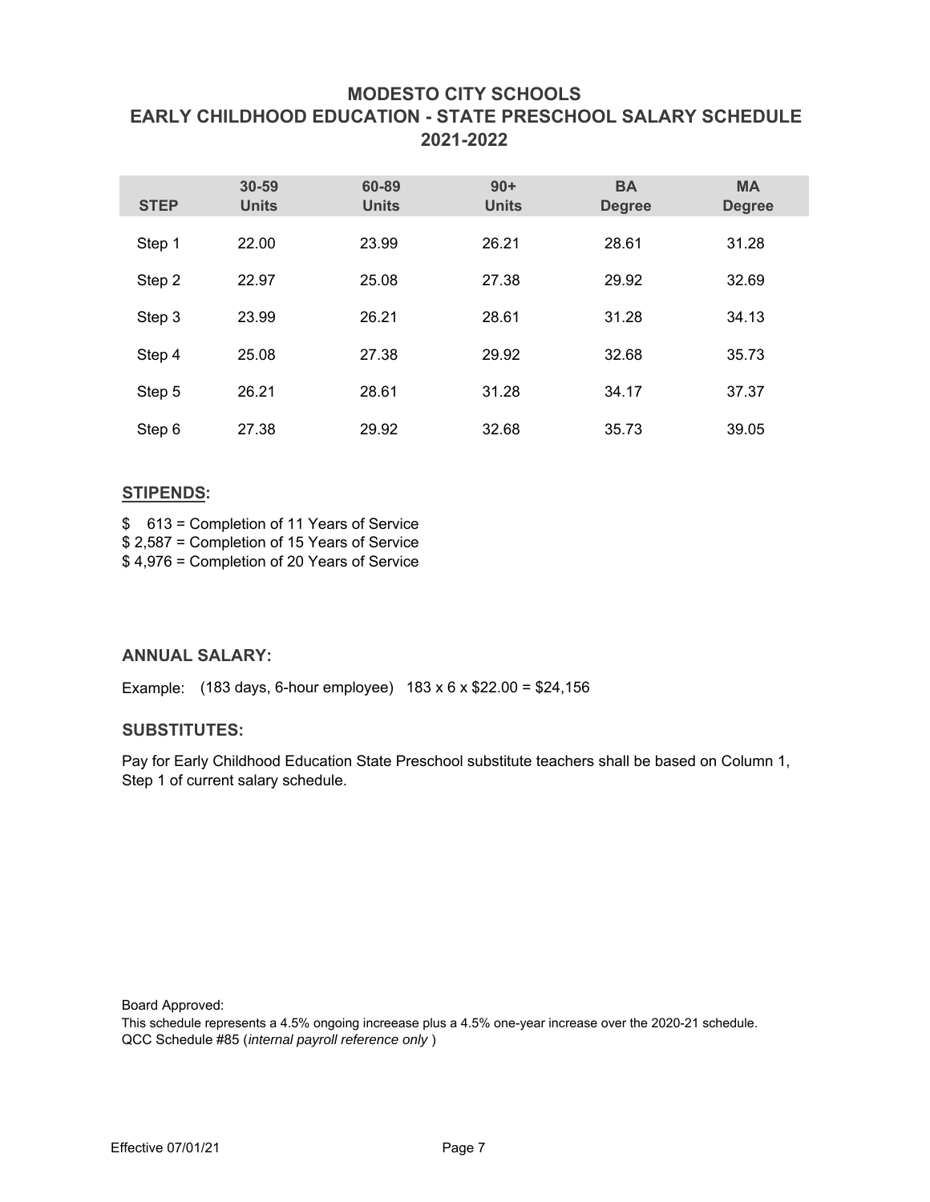# MODESTO CITY SCHOOLS
## EARLY CHILDHOOD EDUCATION - STATE PRESCHOOL SALARY SCHEDULE
## 2021-2022

| STEP | 30-59 Units | 60-89 Units | 90+ Units | BA Degree | MA Degree |
|---|---|---|---|---|---|
| Step 1 | 22.00 | 23.99 | 26.21 | 28.61 | 31.28 |
| Step 2 | 22.97 | 25.08 | 27.38 | 29.92 | 32.69 |
| Step 3 | 23.99 | 26.21 | 28.61 | 31.28 | 34.13 |
| Step 4 | 25.08 | 27.38 | 29.92 | 32.68 | 35.73 |
| Step 5 | 26.21 | 28.61 | 31.28 | 34.17 | 37.37 |
| Step 6 | 27.38 | 29.92 | 32.68 | 35.73 | 39.05 |

**STIPENDS:**

$ 613 = Completion of 11 Years of Service
$ 2,587 = Completion of 15 Years of Service
$ 4,976 = Completion of 20 Years of Service

**ANNUAL SALARY:**

Example: (183 days, 6-hour employee) 183 x 6 x $22.00 = $24,156

**SUBSTITUTES:**

Pay for Early Childhood Education State Preschool substitute teachers shall be based on Column 1, Step 1 of current salary schedule.

Board Approved:
This schedule represents a 4.5% ongoing increease plus a 4.5% one-year increase over the 2020-21 schedule.
QCC Schedule #85 (*internal payroll reference only* )

Effective 07/01/21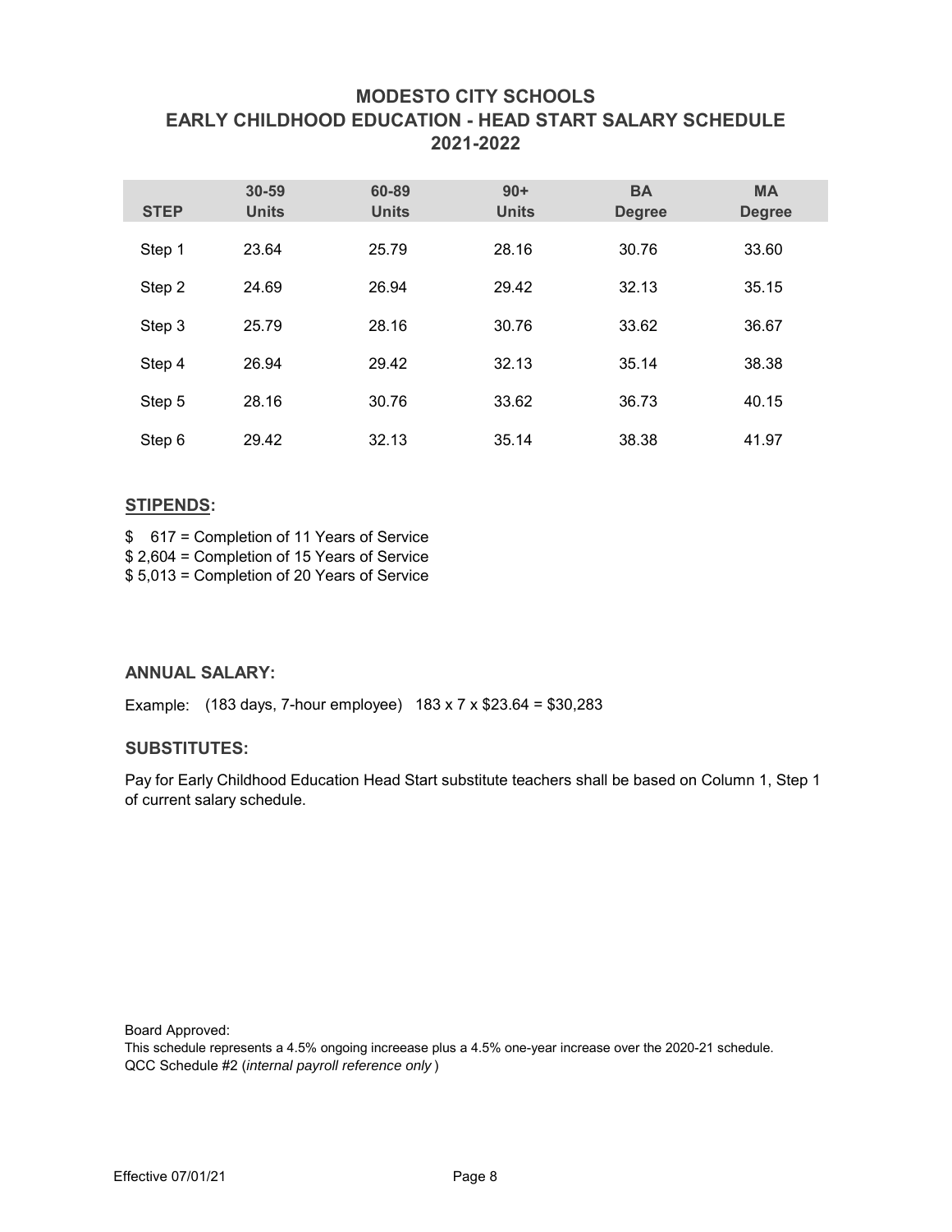# MODESTO CITY SCHOOLS
## EARLY CHILDHOOD EDUCATION - HEAD START SALARY SCHEDULE
## 2021-2022

| STEP | 30-59 Units | 60-89 Units | 90+ Units | BA Degree | MA Degree |
|---|---|---|---|---|---|
| Step 1 | 23.64 | 25.79 | 28.16 | 30.76 | 33.60 |
| Step 2 | 24.69 | 26.94 | 29.42 | 32.13 | 35.15 |
| Step 3 | 25.79 | 28.16 | 30.76 | 33.62 | 36.67 |
| Step 4 | 26.94 | 29.42 | 32.13 | 35.14 | 38.38 |
| Step 5 | 28.16 | 30.76 | 33.62 | 36.73 | 40.15 |
| Step 6 | 29.42 | 32.13 | 35.14 | 38.38 | 41.97 |

### STIPENDS:

$ 617 = Completion of 11 Years of Service
$ 2,604 = Completion of 15 Years of Service
$ 5,013 = Completion of 20 Years of Service

### ANNUAL SALARY:

Example: (183 days, 7-hour employee) 183 x 7 x $23.64 = $30,283

### SUBSTITUTES:

Pay for Early Childhood Education Head Start substitute teachers shall be based on Column 1, Step 1 of current salary schedule.

Board Approved:
This schedule represents a 4.5% ongoing increease plus a 4.5% one-year increase over the 2020-21 schedule.
QCC Schedule #2 (*internal payroll reference only*)

Effective 07/01/21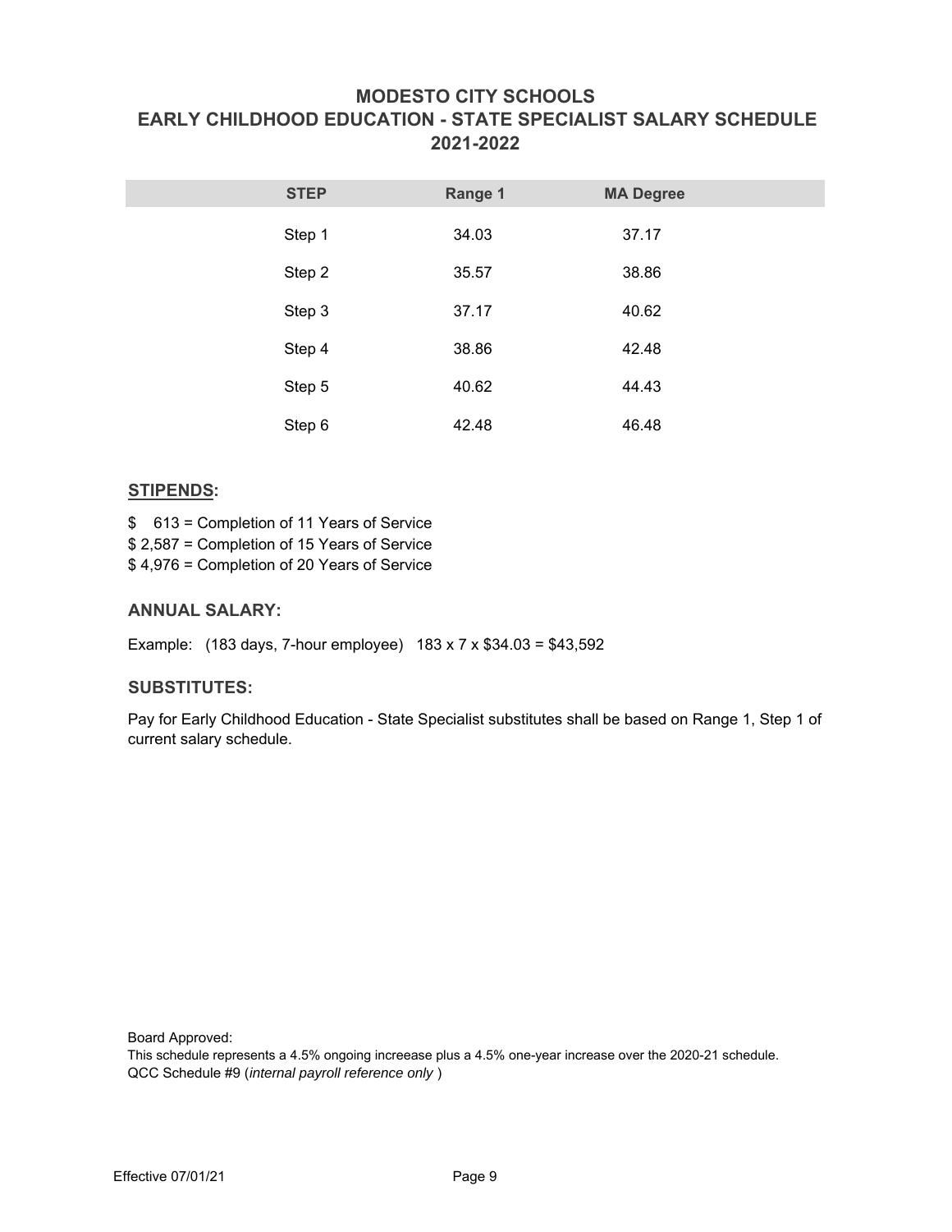# MODESTO CITY SCHOOLS
# EARLY CHILDHOOD EDUCATION - STATE SPECIALIST SALARY SCHEDULE
# 2021-2022

| STEP | Range 1 | MA Degree |
|---|---|---|
| Step 1 | 34.03 | 37.17 |
| Step 2 | 35.57 | 38.86 |
| Step 3 | 37.17 | 40.62 |
| Step 4 | 38.86 | 42.48 |
| Step 5 | 40.62 | 44.43 |
| Step 6 | 42.48 | 46.48 |

**STIPENDS:**

$ 613 = Completion of 11 Years of Service
$ 2,587 = Completion of 15 Years of Service
$ 4,976 = Completion of 20 Years of Service

### ANNUAL SALARY:

Example: (183 days, 7-hour employee) 183 x 7 x $34.03 = $43,592

### SUBSTITUTES:

Pay for Early Childhood Education - State Specialist substitutes shall be based on Range 1, Step 1 of current salary schedule.

Board Approved:
This schedule represents a 4.5% ongoing increease plus a 4.5% one-year increase over the 2020-21 schedule.
QCC Schedule #9 (*internal payroll reference only* )

Effective 07/01/21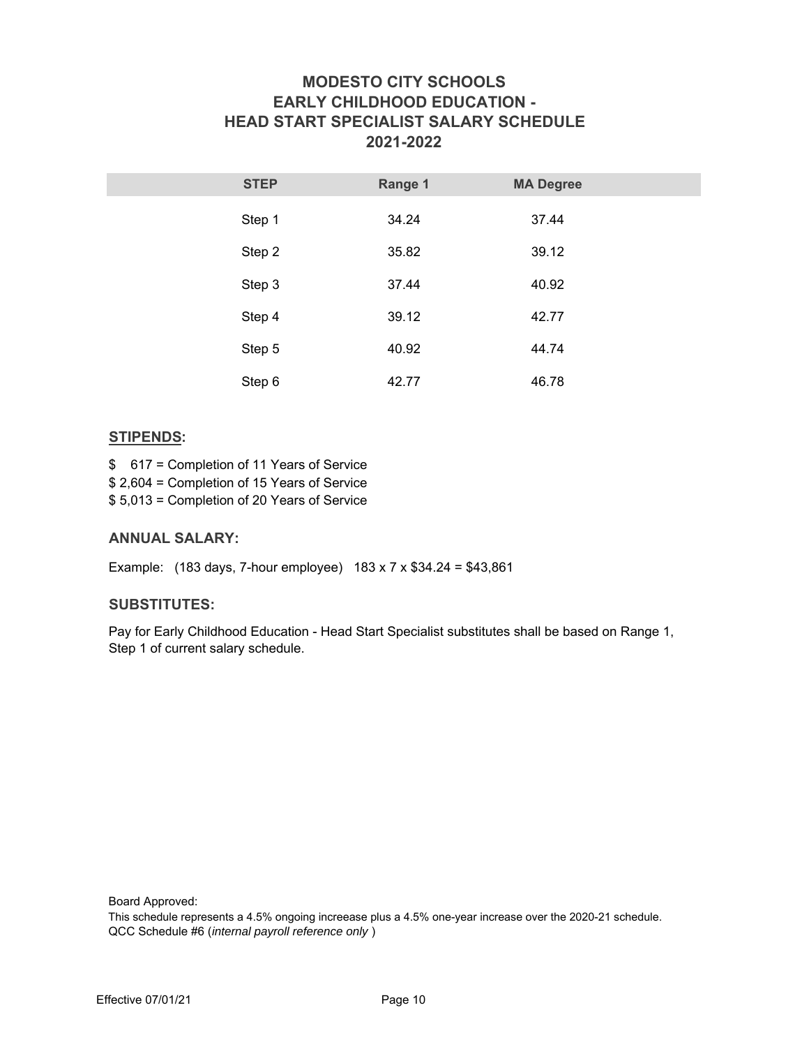# MODESTO CITY SCHOOLS
# EARLY CHILDHOOD EDUCATION -
# HEAD START SPECIALIST SALARY SCHEDULE
# 2021-2022

| STEP | Range 1 | MA Degree |
|---|---|---|
| Step 1 | 34.24 | 37.44 |
| Step 2 | 35.82 | 39.12 |
| Step 3 | 37.44 | 40.92 |
| Step 4 | 39.12 | 42.77 |
| Step 5 | 40.92 | 44.74 |
| Step 6 | 42.77 | 46.78 |

### STIPENDS:

$ 617 = Completion of 11 Years of Service
$ 2,604 = Completion of 15 Years of Service
$ 5,013 = Completion of 20 Years of Service

### ANNUAL SALARY:

Example: (183 days, 7-hour employee) 183 x 7 x $34.24 = $43,861

### SUBSTITUTES:

Pay for Early Childhood Education - Head Start Specialist substitutes shall be based on Range 1, Step 1 of current salary schedule.

Board Approved:
This schedule represents a 4.5% ongoing increease plus a 4.5% one-year increase over the 2020-21 schedule.
QCC Schedule #6 (*internal payroll reference only* )

Effective 07/01/21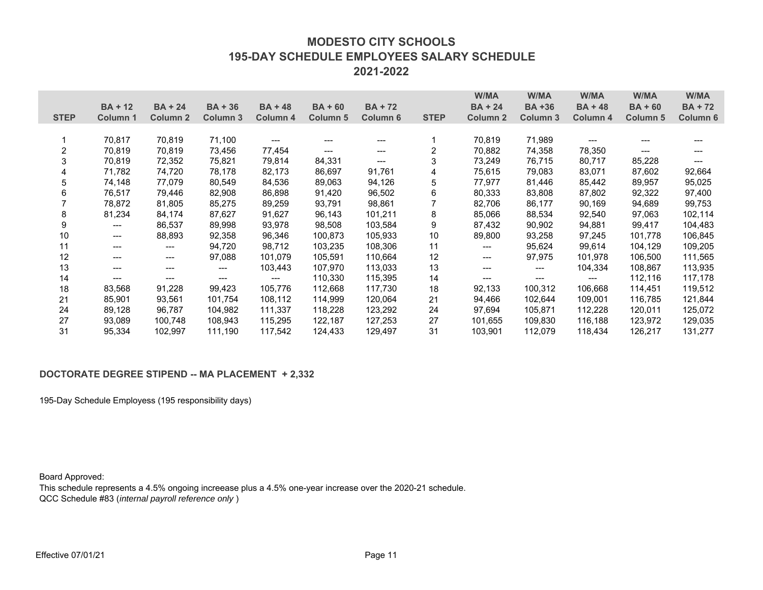# MODESTO CITY SCHOOLS
## 195-DAY SCHEDULE EMPLOYEES SALARY SCHEDULE
## 2021-2022

| STEP | BA + 12 Column 1 | BA + 24 Column 2 | BA + 36 Column 3 | BA + 48 Column 4 | BA + 60 Column 5 | BA + 72 Column 6 | STEP | W/MA BA + 24 Column 2 | W/MA BA +36 Column 3 | W/MA BA + 48 Column 4 | W/MA BA + 60 Column 5 | W/MA BA + 72 Column 6 |
|---|---|---|---|---|---|---|---|---|---|---|---|---|
| 1 | 70,817 | 70,819 | 71,100 | --- | --- | --- | 1 | 70,819 | 71,989 | --- | --- | --- |
| 2 | 70,819 | 70,819 | 73,456 | 77,454 | --- | --- | 2 | 70,882 | 74,358 | 78,350 | --- | --- |
| 3 | 70,819 | 72,352 | 75,821 | 79,814 | 84,331 | --- | 3 | 73,249 | 76,715 | 80,717 | 85,228 | --- |
| 4 | 71,782 | 74,720 | 78,178 | 82,173 | 86,697 | 91,761 | 4 | 75,615 | 79,083 | 83,071 | 87,602 | 92,664 |
| 5 | 74,148 | 77,079 | 80,549 | 84,536 | 89,063 | 94,126 | 5 | 77,977 | 81,446 | 85,442 | 89,957 | 95,025 |
| 6 | 76,517 | 79,446 | 82,908 | 86,898 | 91,420 | 96,502 | 6 | 80,333 | 83,808 | 87,802 | 92,322 | 97,400 |
| 7 | 78,872 | 81,805 | 85,275 | 89,259 | 93,791 | 98,861 | 7 | 82,706 | 86,177 | 90,169 | 94,689 | 99,753 |
| 8 | 81,234 | 84,174 | 87,627 | 91,627 | 96,143 | 101,211 | 8 | 85,066 | 88,534 | 92,540 | 97,063 | 102,114 |
| 9 | --- | 86,537 | 89,998 | 93,978 | 98,508 | 103,584 | 9 | 87,432 | 90,902 | 94,881 | 99,417 | 104,483 |
| 10 | --- | 88,893 | 92,358 | 96,346 | 100,873 | 105,933 | 10 | 89,800 | 93,258 | 97,245 | 101,778 | 106,845 |
| 11 | --- | --- | 94,720 | 98,712 | 103,235 | 108,306 | 11 | --- | 95,624 | 99,614 | 104,129 | 109,205 |
| 12 | --- | --- | 97,088 | 101,079 | 105,591 | 110,664 | 12 | --- | 97,975 | 101,978 | 106,500 | 111,565 |
| 13 | --- | --- | --- | 103,443 | 107,970 | 113,033 | 13 | --- | --- | 104,334 | 108,867 | 113,935 |
| 14 | --- | --- | --- | --- | 110,330 | 115,395 | 14 | --- | --- | --- | 112,116 | 117,178 |
| 18 | 83,568 | 91,228 | 99,423 | 105,776 | 112,668 | 117,730 | 18 | 92,133 | 100,312 | 106,668 | 114,451 | 119,512 |
| 21 | 85,901 | 93,561 | 101,754 | 108,112 | 114,999 | 120,064 | 21 | 94,466 | 102,644 | 109,001 | 116,785 | 121,844 |
| 24 | 89,128 | 96,787 | 104,982 | 111,337 | 118,228 | 123,292 | 24 | 97,694 | 105,871 | 112,228 | 120,011 | 125,072 |
| 27 | 93,089 | 100,748 | 108,943 | 115,295 | 122,187 | 127,253 | 27 | 101,655 | 109,830 | 116,188 | 123,972 | 129,035 |
| 31 | 95,334 | 102,997 | 111,190 | 117,542 | 124,433 | 129,497 | 31 | 103,901 | 112,079 | 118,434 | 126,217 | 131,277 |

**DOCTORATE DEGREE STIPEND -- MA PLACEMENT + 2,332**

195-Day Schedule Employess (195 responsibility days)

Board Approved:

This schedule represents a 4.5% ongoing increease plus a 4.5% one-year increase over the 2020-21 schedule.

QCC Schedule #83 (*internal payroll reference only* )

Effective 07/01/21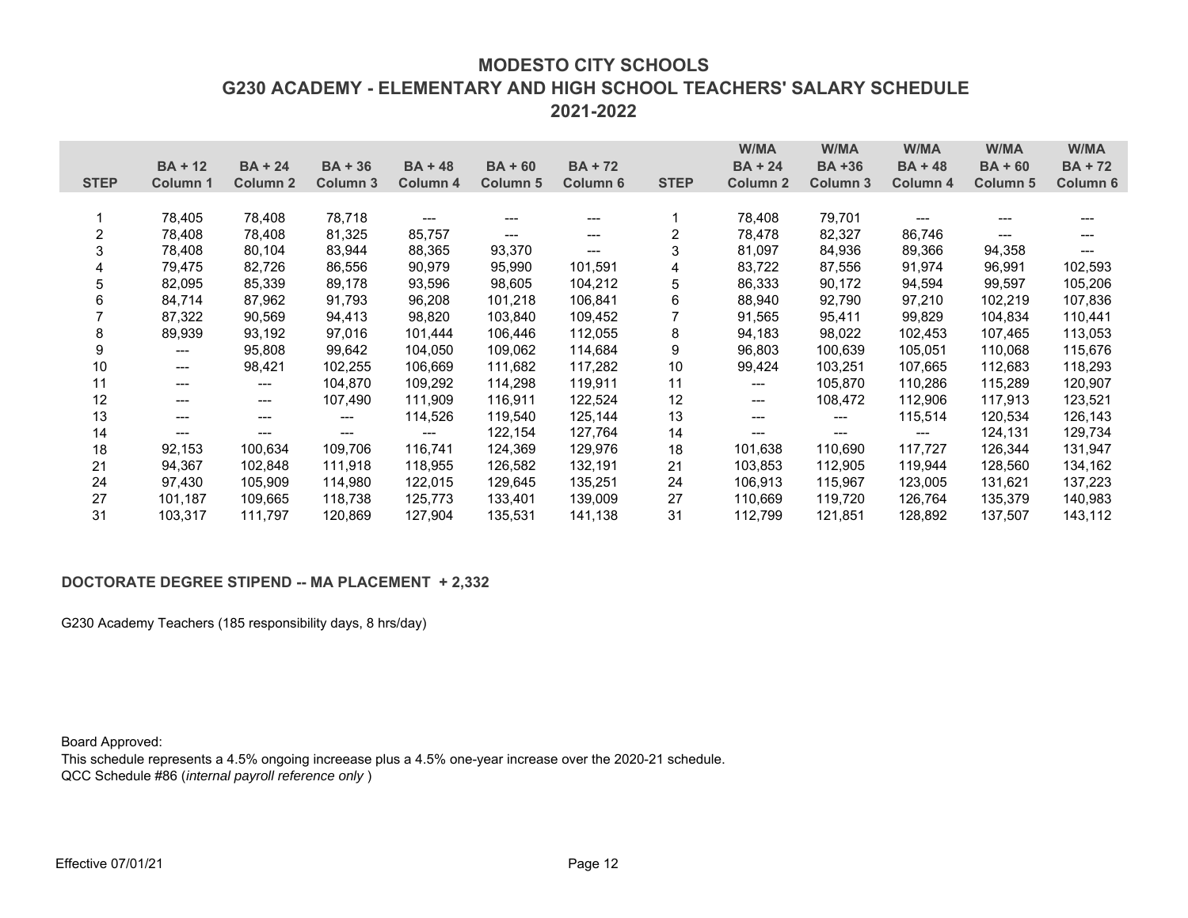# MODESTO CITY SCHOOLS
## G230 ACADEMY - ELEMENTARY AND HIGH SCHOOL TEACHERS' SALARY SCHEDULE
## 2021-2022

| STEP | BA + 12 Column 1 | BA + 24 Column 2 | BA + 36 Column 3 | BA + 48 Column 4 | BA + 60 Column 5 | BA + 72 Column 6 | STEP | W/MA BA + 24 Column 2 | W/MA BA +36 Column 3 | W/MA BA + 48 Column 4 | W/MA BA + 60 Column 5 | W/MA BA + 72 Column 6 |
|---|---|---|---|---|---|---|---|---|---|---|---|---|
| 1 | 78,405 | 78,408 | 78,718 | --- | --- | --- | 1 | 78,408 | 79,701 | --- | --- | --- |
| 2 | 78,408 | 78,408 | 81,325 | 85,757 | --- | --- | 2 | 78,478 | 82,327 | 86,746 | --- | --- |
| 3 | 78,408 | 80,104 | 83,944 | 88,365 | 93,370 | --- | 3 | 81,097 | 84,936 | 89,366 | 94,358 | --- |
| 4 | 79,475 | 82,726 | 86,556 | 90,979 | 95,990 | 101,591 | 4 | 83,722 | 87,556 | 91,974 | 96,991 | 102,593 |
| 5 | 82,095 | 85,339 | 89,178 | 93,596 | 98,605 | 104,212 | 5 | 86,333 | 90,172 | 94,594 | 99,597 | 105,206 |
| 6 | 84,714 | 87,962 | 91,793 | 96,208 | 101,218 | 106,841 | 6 | 88,940 | 92,790 | 97,210 | 102,219 | 107,836 |
| 7 | 87,322 | 90,569 | 94,413 | 98,820 | 103,840 | 109,452 | 7 | 91,565 | 95,411 | 99,829 | 104,834 | 110,441 |
| 8 | 89,939 | 93,192 | 97,016 | 101,444 | 106,446 | 112,055 | 8 | 94,183 | 98,022 | 102,453 | 107,465 | 113,053 |
| 9 | --- | 95,808 | 99,642 | 104,050 | 109,062 | 114,684 | 9 | 96,803 | 100,639 | 105,051 | 110,068 | 115,676 |
| 10 | --- | 98,421 | 102,255 | 106,669 | 111,682 | 117,282 | 10 | 99,424 | 103,251 | 107,665 | 112,683 | 118,293 |
| 11 | --- | --- | 104,870 | 109,292 | 114,298 | 119,911 | 11 | --- | 105,870 | 110,286 | 115,289 | 120,907 |
| 12 | --- | --- | 107,490 | 111,909 | 116,911 | 122,524 | 12 | --- | 108,472 | 112,906 | 117,913 | 123,521 |
| 13 | --- | --- | --- | 114,526 | 119,540 | 125,144 | 13 | --- | --- | 115,514 | 120,534 | 126,143 |
| 14 | --- | --- | --- | --- | 122,154 | 127,764 | 14 | --- | --- | --- | 124,131 | 129,734 |
| 18 | 92,153 | 100,634 | 109,706 | 116,741 | 124,369 | 129,976 | 18 | 101,638 | 110,690 | 117,727 | 126,344 | 131,947 |
| 21 | 94,367 | 102,848 | 111,918 | 118,955 | 126,582 | 132,191 | 21 | 103,853 | 112,905 | 119,944 | 128,560 | 134,162 |
| 24 | 97,430 | 105,909 | 114,980 | 122,015 | 129,645 | 135,251 | 24 | 106,913 | 115,967 | 123,005 | 131,621 | 137,223 |
| 27 | 101,187 | 109,665 | 118,738 | 125,773 | 133,401 | 139,009 | 27 | 110,669 | 119,720 | 126,764 | 135,379 | 140,983 |
| 31 | 103,317 | 111,797 | 120,869 | 127,904 | 135,531 | 141,138 | 31 | 112,799 | 121,851 | 128,892 | 137,507 | 143,112 |

**DOCTORATE DEGREE STIPEND -- MA PLACEMENT + 2,332**

G230 Academy Teachers (185 responsibility days, 8 hrs/day)

Board Approved:

This schedule represents a 4.5% ongoing increease plus a 4.5% one-year increase over the 2020-21 schedule.

QCC Schedule #86 (*internal payroll reference only* )

Effective 07/01/21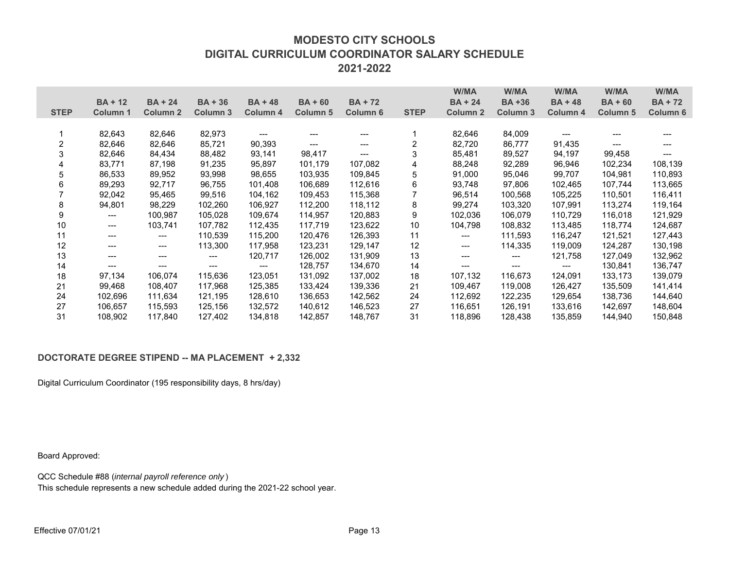# MODESTO CITY SCHOOLS
## DIGITAL CURRICULUM COORDINATOR SALARY SCHEDULE
## 2021-2022

| STEP | BA + 12 Column 1 | BA + 24 Column 2 | BA + 36 Column 3 | BA + 48 Column 4 | BA + 60 Column 5 | BA + 72 Column 6 | STEP | W/MA BA + 24 Column 2 | W/MA BA +36 Column 3 | W/MA BA + 48 Column 4 | W/MA BA + 60 Column 5 | W/MA BA + 72 Column 6 |
|---|---|---|---|---|---|---|---|---|---|---|---|---|
| 1 | 82,643 | 82,646 | 82,973 | --- | --- | --- | 1 | 82,646 | 84,009 | --- | --- | --- |
| 2 | 82,646 | 82,646 | 85,721 | 90,393 | --- | --- | 2 | 82,720 | 86,777 | 91,435 | --- | --- |
| 3 | 82,646 | 84,434 | 88,482 | 93,141 | 98,417 | --- | 3 | 85,481 | 89,527 | 94,197 | 99,458 | --- |
| 4 | 83,771 | 87,198 | 91,235 | 95,897 | 101,179 | 107,082 | 4 | 88,248 | 92,289 | 96,946 | 102,234 | 108,139 |
| 5 | 86,533 | 89,952 | 93,998 | 98,655 | 103,935 | 109,845 | 5 | 91,000 | 95,046 | 99,707 | 104,981 | 110,893 |
| 6 | 89,293 | 92,717 | 96,755 | 101,408 | 106,689 | 112,616 | 6 | 93,748 | 97,806 | 102,465 | 107,744 | 113,665 |
| 7 | 92,042 | 95,465 | 99,516 | 104,162 | 109,453 | 115,368 | 7 | 96,514 | 100,568 | 105,225 | 110,501 | 116,411 |
| 8 | 94,801 | 98,229 | 102,260 | 106,927 | 112,200 | 118,112 | 8 | 99,274 | 103,320 | 107,991 | 113,274 | 119,164 |
| 9 | --- | 100,987 | 105,028 | 109,674 | 114,957 | 120,883 | 9 | 102,036 | 106,079 | 110,729 | 116,018 | 121,929 |
| 10 | --- | 103,741 | 107,782 | 112,435 | 117,719 | 123,622 | 10 | 104,798 | 108,832 | 113,485 | 118,774 | 124,687 |
| 11 | --- | --- | 110,539 | 115,200 | 120,476 | 126,393 | 11 | --- | 111,593 | 116,247 | 121,521 | 127,443 |
| 12 | --- | --- | 113,300 | 117,958 | 123,231 | 129,147 | 12 | --- | 114,335 | 119,009 | 124,287 | 130,198 |
| 13 | --- | --- | --- | 120,717 | 126,002 | 131,909 | 13 | --- | --- | 121,758 | 127,049 | 132,962 |
| 14 | --- | --- | --- | --- | 128,757 | 134,670 | 14 | --- | --- | --- | 130,841 | 136,747 |
| 18 | 97,134 | 106,074 | 115,636 | 123,051 | 131,092 | 137,002 | 18 | 107,132 | 116,673 | 124,091 | 133,173 | 139,079 |
| 21 | 99,468 | 108,407 | 117,968 | 125,385 | 133,424 | 139,336 | 21 | 109,467 | 119,008 | 126,427 | 135,509 | 141,414 |
| 24 | 102,696 | 111,634 | 121,195 | 128,610 | 136,653 | 142,562 | 24 | 112,692 | 122,235 | 129,654 | 138,736 | 144,640 |
| 27 | 106,657 | 115,593 | 125,156 | 132,572 | 140,612 | 146,523 | 27 | 116,651 | 126,191 | 133,616 | 142,697 | 148,604 |
| 31 | 108,902 | 117,840 | 127,402 | 134,818 | 142,857 | 148,767 | 31 | 118,896 | 128,438 | 135,859 | 144,940 | 150,848 |

**DOCTORATE DEGREE STIPEND -- MA PLACEMENT + 2,332**

Digital Curriculum Coordinator (195 responsibility days, 8 hrs/day)

Board Approved:

QCC Schedule #88 (*internal payroll reference only*)

This schedule represents a new schedule added during the 2021-22 school year.

Effective 07/01/21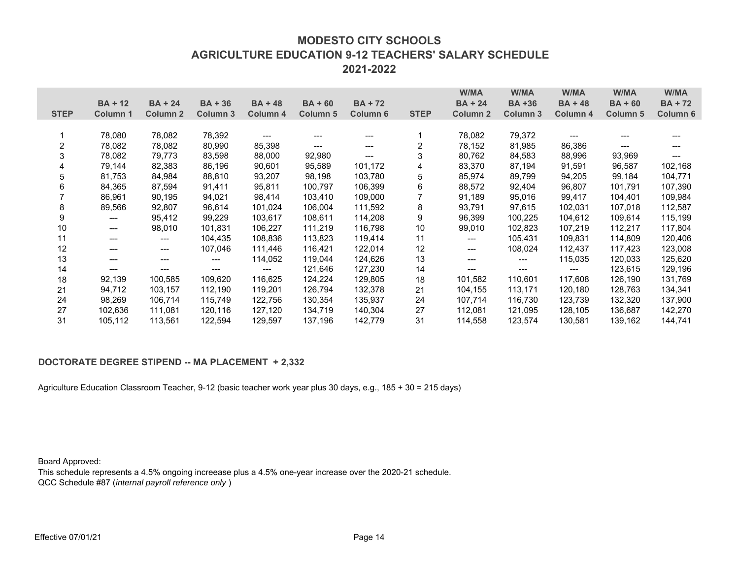# MODESTO CITY SCHOOLS
## AGRICULTURE EDUCATION 9-12 TEACHERS' SALARY SCHEDULE
## 2021-2022

| STEP | BA + 12 Column 1 | BA + 24 Column 2 | BA + 36 Column 3 | BA + 48 Column 4 | BA + 60 Column 5 | BA + 72 Column 6 | STEP | W/MA BA + 24 Column 2 | W/MA BA +36 Column 3 | W/MA BA + 48 Column 4 | W/MA BA + 60 Column 5 | W/MA BA + 72 Column 6 |
|---|---|---|---|---|---|---|---|---|---|---|---|---|
| 1 | 78,080 | 78,082 | 78,392 | --- | --- | --- | 1 | 78,082 | 79,372 | --- | --- | --- |
| 2 | 78,082 | 78,082 | 80,990 | 85,398 | --- | --- | 2 | 78,152 | 81,985 | 86,386 | --- | --- |
| 3 | 78,082 | 79,773 | 83,598 | 88,000 | 92,980 | --- | 3 | 80,762 | 84,583 | 88,996 | 93,969 | --- |
| 4 | 79,144 | 82,383 | 86,196 | 90,601 | 95,589 | 101,172 | 4 | 83,370 | 87,194 | 91,591 | 96,587 | 102,168 |
| 5 | 81,753 | 84,984 | 88,810 | 93,207 | 98,198 | 103,780 | 5 | 85,974 | 89,799 | 94,205 | 99,184 | 104,771 |
| 6 | 84,365 | 87,594 | 91,411 | 95,811 | 100,797 | 106,399 | 6 | 88,572 | 92,404 | 96,807 | 101,791 | 107,390 |
| 7 | 86,961 | 90,195 | 94,021 | 98,414 | 103,410 | 109,000 | 7 | 91,189 | 95,016 | 99,417 | 104,401 | 109,984 |
| 8 | 89,566 | 92,807 | 96,614 | 101,024 | 106,004 | 111,592 | 8 | 93,791 | 97,615 | 102,031 | 107,018 | 112,587 |
| 9 | --- | 95,412 | 99,229 | 103,617 | 108,611 | 114,208 | 9 | 96,399 | 100,225 | 104,612 | 109,614 | 115,199 |
| 10 | --- | 98,010 | 101,831 | 106,227 | 111,219 | 116,798 | 10 | 99,010 | 102,823 | 107,219 | 112,217 | 117,804 |
| 11 | --- | --- | 104,435 | 108,836 | 113,823 | 119,414 | 11 | --- | 105,431 | 109,831 | 114,809 | 120,406 |
| 12 | --- | --- | 107,046 | 111,446 | 116,421 | 122,014 | 12 | --- | 108,024 | 112,437 | 117,423 | 123,008 |
| 13 | --- | --- | --- | 114,052 | 119,044 | 124,626 | 13 | --- | --- | 115,035 | 120,033 | 125,620 |
| 14 | --- | --- | --- | --- | 121,646 | 127,230 | 14 | --- | --- | --- | 123,615 | 129,196 |
| 18 | 92,139 | 100,585 | 109,620 | 116,625 | 124,224 | 129,805 | 18 | 101,582 | 110,601 | 117,608 | 126,190 | 131,769 |
| 21 | 94,712 | 103,157 | 112,190 | 119,201 | 126,794 | 132,378 | 21 | 104,155 | 113,171 | 120,180 | 128,763 | 134,341 |
| 24 | 98,269 | 106,714 | 115,749 | 122,756 | 130,354 | 135,937 | 24 | 107,714 | 116,730 | 123,739 | 132,320 | 137,900 |
| 27 | 102,636 | 111,081 | 120,116 | 127,120 | 134,719 | 140,304 | 27 | 112,081 | 121,095 | 128,105 | 136,687 | 142,270 |
| 31 | 105,112 | 113,561 | 122,594 | 129,597 | 137,196 | 142,779 | 31 | 114,558 | 123,574 | 130,581 | 139,162 | 144,741 |

**DOCTORATE DEGREE STIPEND -- MA PLACEMENT + 2,332**

Agriculture Education Classroom Teacher, 9-12 (basic teacher work year plus 30 days, e.g., 185 + 30 = 215 days)

Board Approved:
This schedule represents a 4.5% ongoing increease plus a 4.5% one-year increase over the 2020-21 schedule.
QCC Schedule #87 (*internal payroll reference only* )

Effective 07/01/21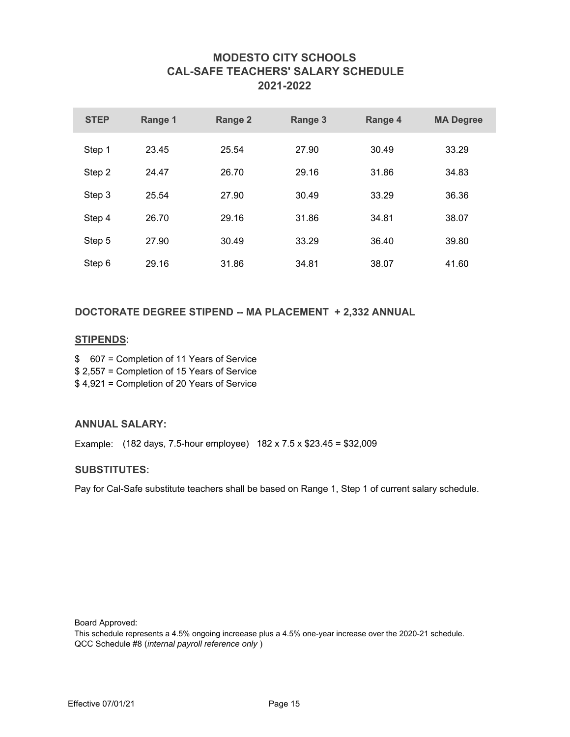# MODESTO CITY SCHOOLS
# CAL-SAFE TEACHERS' SALARY SCHEDULE
# 2021-2022

| STEP | Range 1 | Range 2 | Range 3 | Range 4 | MA Degree |
|---|---|---|---|---|---|
| Step 1 | 23.45 | 25.54 | 27.90 | 30.49 | 33.29 |
| Step 2 | 24.47 | 26.70 | 29.16 | 31.86 | 34.83 |
| Step 3 | 25.54 | 27.90 | 30.49 | 33.29 | 36.36 |
| Step 4 | 26.70 | 29.16 | 31.86 | 34.81 | 38.07 |
| Step 5 | 27.90 | 30.49 | 33.29 | 36.40 | 39.80 |
| Step 6 | 29.16 | 31.86 | 34.81 | 38.07 | 41.60 |

**DOCTORATE DEGREE STIPEND -- MA PLACEMENT + 2,332 ANNUAL**

**STIPENDS:**

$ 607 = Completion of 11 Years of Service
$ 2,557 = Completion of 15 Years of Service
$ 4,921 = Completion of 20 Years of Service

**ANNUAL SALARY:**

Example: (182 days, 7.5-hour employee) 182 x 7.5 x $23.45 = $32,009

**SUBSTITUTES:**

Pay for Cal-Safe substitute teachers shall be based on Range 1, Step 1 of current salary schedule.

Board Approved:
This schedule represents a 4.5% ongoing increease plus a 4.5% one-year increase over the 2020-21 schedule.
QCC Schedule #8 (*internal payroll reference only* )

Effective 07/01/21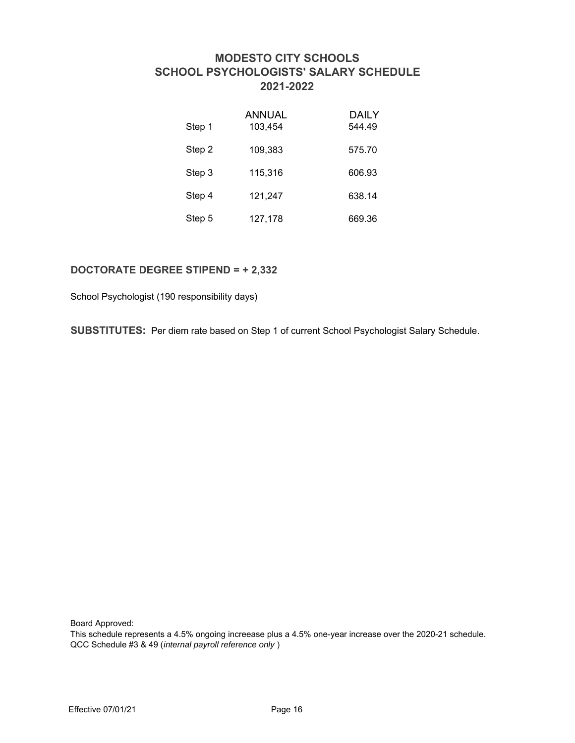# MODESTO CITY SCHOOLS
# SCHOOL PSYCHOLOGISTS' SALARY SCHEDULE
# 2021-2022

| | ANNUAL | DAILY |
|---|---|---|
| Step 1 | 103,454 | 544.49 |
| Step 2 | 109,383 | 575.70 |
| Step 3 | 115,316 | 606.93 |
| Step 4 | 121,247 | 638.14 |
| Step 5 | 127,178 | 669.36 |

**DOCTORATE DEGREE STIPEND = + 2,332**

School Psychologist (190 responsibility days)

**SUBSTITUTES:** Per diem rate based on Step 1 of current School Psychologist Salary Schedule.

Board Approved:
This schedule represents a 4.5% ongoing increease plus a 4.5% one-year increase over the 2020-21 schedule.
QCC Schedule #3 & 49 (*internal payroll reference only* )

Effective 07/01/21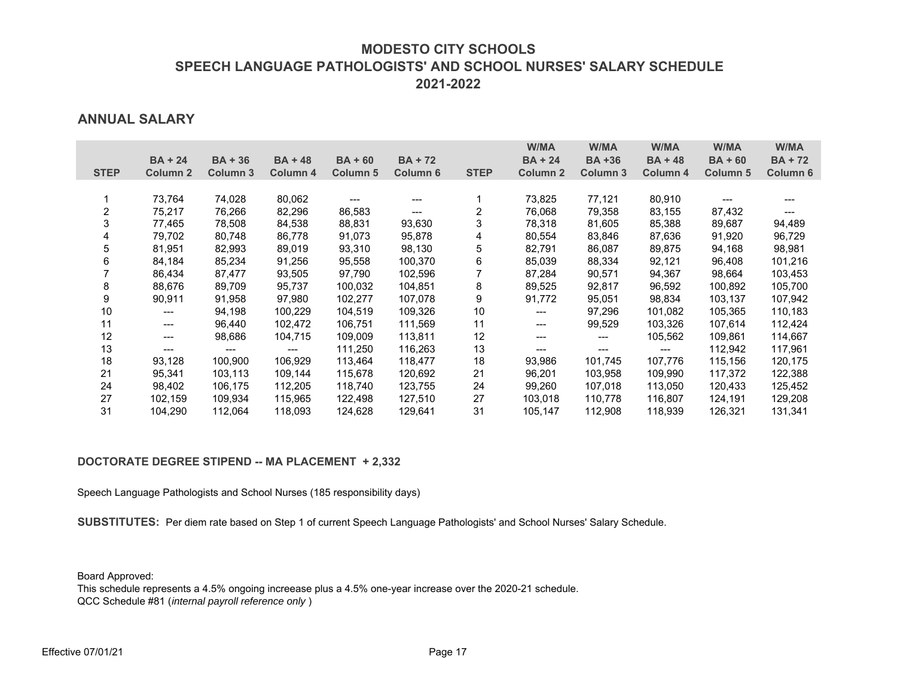## MODESTO CITY SCHOOLS
## SPEECH LANGUAGE PATHOLOGISTS' AND SCHOOL NURSES' SALARY SCHEDULE
## 2021-2022

### ANNUAL SALARY

| STEP | BA + 24 Column 2 | BA + 36 Column 3 | BA + 48 Column 4 | BA + 60 Column 5 | BA + 72 Column 6 | STEP | W/MA BA + 24 Column 2 | W/MA BA +36 Column 3 | W/MA BA + 48 Column 4 | W/MA BA + 60 Column 5 | W/MA BA + 72 Column 6 |
|---|---|---|---|---|---|---|---|---|---|---|---|
| 1 | 73,764 | 74,028 | 80,062 | --- | --- | 1 | 73,825 | 77,121 | 80,910 | --- | --- |
| 2 | 75,217 | 76,266 | 82,296 | 86,583 | --- | 2 | 76,068 | 79,358 | 83,155 | 87,432 | --- |
| 3 | 77,465 | 78,508 | 84,538 | 88,831 | 93,630 | 3 | 78,318 | 81,605 | 85,388 | 89,687 | 94,489 |
| 4 | 79,702 | 80,748 | 86,778 | 91,073 | 95,878 | 4 | 80,554 | 83,846 | 87,636 | 91,920 | 96,729 |
| 5 | 81,951 | 82,993 | 89,019 | 93,310 | 98,130 | 5 | 82,791 | 86,087 | 89,875 | 94,168 | 98,981 |
| 6 | 84,184 | 85,234 | 91,256 | 95,558 | 100,370 | 6 | 85,039 | 88,334 | 92,121 | 96,408 | 101,216 |
| 7 | 86,434 | 87,477 | 93,505 | 97,790 | 102,596 | 7 | 87,284 | 90,571 | 94,367 | 98,664 | 103,453 |
| 8 | 88,676 | 89,709 | 95,737 | 100,032 | 104,851 | 8 | 89,525 | 92,817 | 96,592 | 100,892 | 105,700 |
| 9 | 90,911 | 91,958 | 97,980 | 102,277 | 107,078 | 9 | 91,772 | 95,051 | 98,834 | 103,137 | 107,942 |
| 10 | --- | 94,198 | 100,229 | 104,519 | 109,326 | 10 | --- | 97,296 | 101,082 | 105,365 | 110,183 |
| 11 | --- | 96,440 | 102,472 | 106,751 | 111,569 | 11 | --- | 99,529 | 103,326 | 107,614 | 112,424 |
| 12 | --- | 98,686 | 104,715 | 109,009 | 113,811 | 12 | --- | --- | 105,562 | 109,861 | 114,667 |
| 13 | --- | --- | --- | 111,250 | 116,263 | 13 | --- | --- | --- | 112,942 | 117,961 |
| 18 | 93,128 | 100,900 | 106,929 | 113,464 | 118,477 | 18 | 93,986 | 101,745 | 107,776 | 115,156 | 120,175 |
| 21 | 95,341 | 103,113 | 109,144 | 115,678 | 120,692 | 21 | 96,201 | 103,958 | 109,990 | 117,372 | 122,388 |
| 24 | 98,402 | 106,175 | 112,205 | 118,740 | 123,755 | 24 | 99,260 | 107,018 | 113,050 | 120,433 | 125,452 |
| 27 | 102,159 | 109,934 | 115,965 | 122,498 | 127,510 | 27 | 103,018 | 110,778 | 116,807 | 124,191 | 129,208 |
| 31 | 104,290 | 112,064 | 118,093 | 124,628 | 129,641 | 31 | 105,147 | 112,908 | 118,939 | 126,321 | 131,341 |

**DOCTORATE DEGREE STIPEND -- MA PLACEMENT + 2,332**

Speech Language Pathologists and School Nurses (185 responsibility days)

**SUBSTITUTES:** Per diem rate based on Step 1 of current Speech Language Pathologists' and School Nurses' Salary Schedule.

Board Approved:
This schedule represents a 4.5% ongoing increease plus a 4.5% one-year increase over the 2020-21 schedule.
QCC Schedule #81 (*internal payroll reference only*)

Effective 07/01/21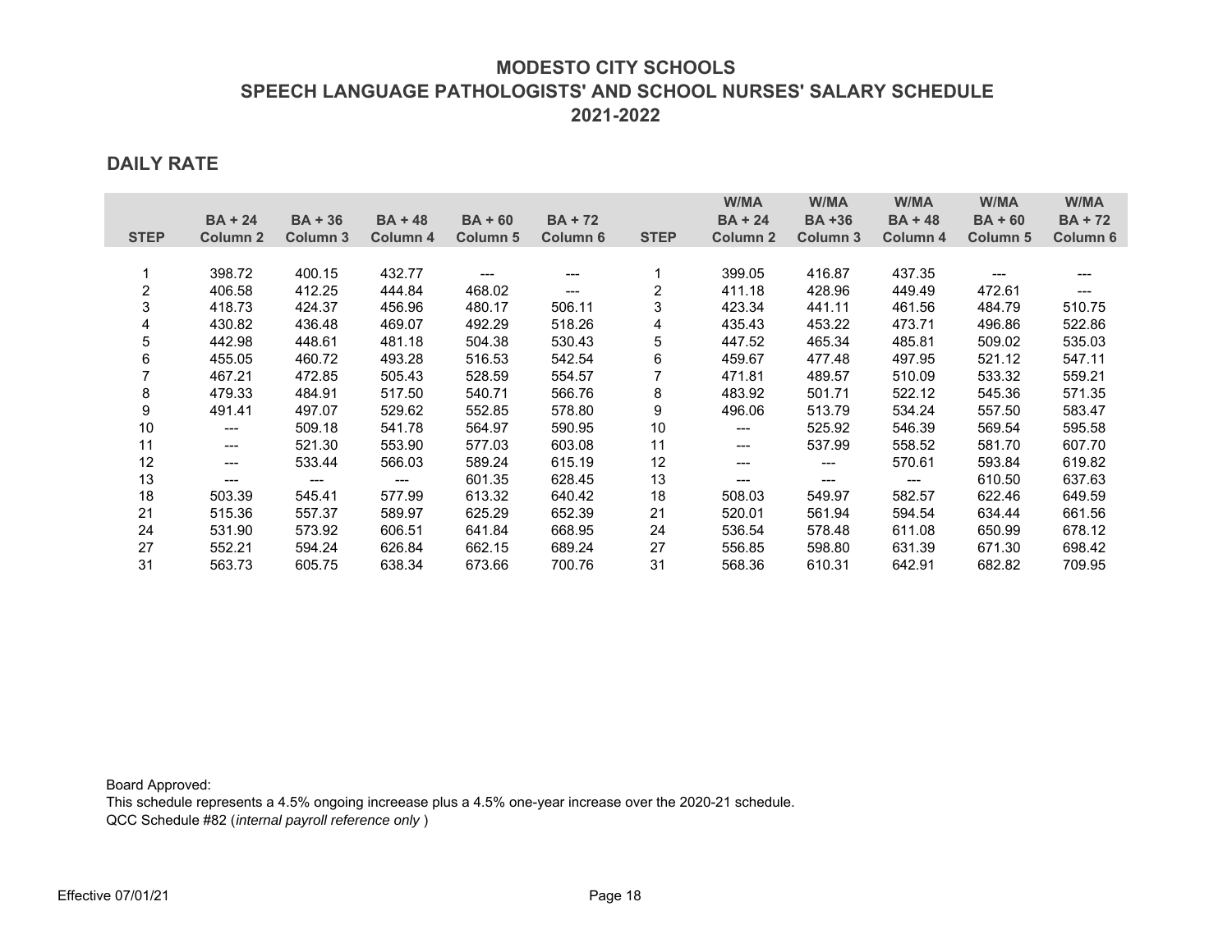# MODESTO CITY SCHOOLS
## SPEECH LANGUAGE PATHOLOGISTS' AND SCHOOL NURSES' SALARY SCHEDULE
## 2021-2022

### DAILY RATE

| STEP | BA + 24 Column 2 | BA + 36 Column 3 | BA + 48 Column 4 | BA + 60 Column 5 | BA + 72 Column 6 | STEP | W/MA BA + 24 Column 2 | W/MA BA +36 Column 3 | W/MA BA + 48 Column 4 | W/MA BA + 60 Column 5 | W/MA BA + 72 Column 6 |
|---|---|---|---|---|---|---|---|---|---|---|---|
| 1 | 398.72 | 400.15 | 432.77 | --- | --- | 1 | 399.05 | 416.87 | 437.35 | --- | --- |
| 2 | 406.58 | 412.25 | 444.84 | 468.02 | --- | 2 | 411.18 | 428.96 | 449.49 | 472.61 | --- |
| 3 | 418.73 | 424.37 | 456.96 | 480.17 | 506.11 | 3 | 423.34 | 441.11 | 461.56 | 484.79 | 510.75 |
| 4 | 430.82 | 436.48 | 469.07 | 492.29 | 518.26 | 4 | 435.43 | 453.22 | 473.71 | 496.86 | 522.86 |
| 5 | 442.98 | 448.61 | 481.18 | 504.38 | 530.43 | 5 | 447.52 | 465.34 | 485.81 | 509.02 | 535.03 |
| 6 | 455.05 | 460.72 | 493.28 | 516.53 | 542.54 | 6 | 459.67 | 477.48 | 497.95 | 521.12 | 547.11 |
| 7 | 467.21 | 472.85 | 505.43 | 528.59 | 554.57 | 7 | 471.81 | 489.57 | 510.09 | 533.32 | 559.21 |
| 8 | 479.33 | 484.91 | 517.50 | 540.71 | 566.76 | 8 | 483.92 | 501.71 | 522.12 | 545.36 | 571.35 |
| 9 | 491.41 | 497.07 | 529.62 | 552.85 | 578.80 | 9 | 496.06 | 513.79 | 534.24 | 557.50 | 583.47 |
| 10 | --- | 509.18 | 541.78 | 564.97 | 590.95 | 10 | --- | 525.92 | 546.39 | 569.54 | 595.58 |
| 11 | --- | 521.30 | 553.90 | 577.03 | 603.08 | 11 | --- | 537.99 | 558.52 | 581.70 | 607.70 |
| 12 | --- | 533.44 | 566.03 | 589.24 | 615.19 | 12 | --- | --- | 570.61 | 593.84 | 619.82 |
| 13 | --- | --- | --- | 601.35 | 628.45 | 13 | --- | --- | --- | 610.50 | 637.63 |
| 18 | 503.39 | 545.41 | 577.99 | 613.32 | 640.42 | 18 | 508.03 | 549.97 | 582.57 | 622.46 | 649.59 |
| 21 | 515.36 | 557.37 | 589.97 | 625.29 | 652.39 | 21 | 520.01 | 561.94 | 594.54 | 634.44 | 661.56 |
| 24 | 531.90 | 573.92 | 606.51 | 641.84 | 668.95 | 24 | 536.54 | 578.48 | 611.08 | 650.99 | 678.12 |
| 27 | 552.21 | 594.24 | 626.84 | 662.15 | 689.24 | 27 | 556.85 | 598.80 | 631.39 | 671.30 | 698.42 |
| 31 | 563.73 | 605.75 | 638.34 | 673.66 | 700.76 | 31 | 568.36 | 610.31 | 642.91 | 682.82 | 709.95 |

Board Approved:
This schedule represents a 4.5% ongoing increease plus a 4.5% one-year increase over the 2020-21 schedule.
QCC Schedule #82 (*internal payroll reference only* )

Effective 07/01/21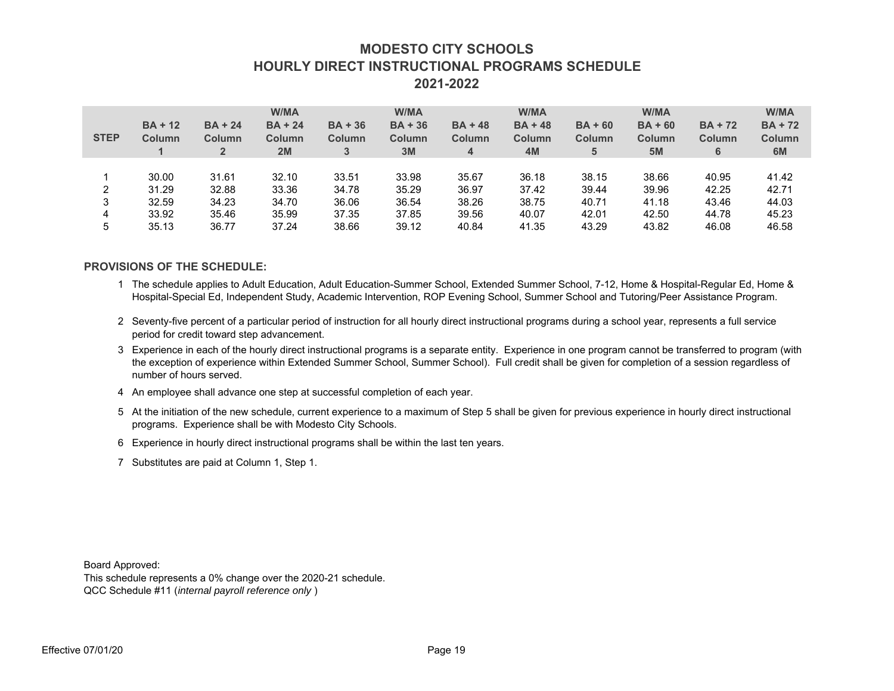# MODESTO CITY SCHOOLS
## HOURLY DIRECT INSTRUCTIONAL PROGRAMS SCHEDULE
## 2021-2022

| STEP | BA + 12 Column 1 | BA + 24 Column 2 | W/MA BA + 24 Column 2M | BA + 36 Column 3 | W/MA BA + 36 Column 3M | BA + 48 Column 4 | W/MA BA + 48 Column 4M | BA + 60 Column 5 | W/MA BA + 60 Column 5M | BA + 72 Column 6 | W/MA BA + 72 Column 6M |
|---|---|---|---|---|---|---|---|---|---|---|---|
| 1 | 30.00 | 31.61 | 32.10 | 33.51 | 33.98 | 35.67 | 36.18 | 38.15 | 38.66 | 40.95 | 41.42 |
| 2 | 31.29 | 32.88 | 33.36 | 34.78 | 35.29 | 36.97 | 37.42 | 39.44 | 39.96 | 42.25 | 42.71 |
| 3 | 32.59 | 34.23 | 34.70 | 36.06 | 36.54 | 38.26 | 38.75 | 40.71 | 41.18 | 43.46 | 44.03 |
| 4 | 33.92 | 35.46 | 35.99 | 37.35 | 37.85 | 39.56 | 40.07 | 42.01 | 42.50 | 44.78 | 45.23 |
| 5 | 35.13 | 36.77 | 37.24 | 38.66 | 39.12 | 40.84 | 41.35 | 43.29 | 43.82 | 46.08 | 46.58 |

**PROVISIONS OF THE SCHEDULE:**

1. The schedule applies to Adult Education, Adult Education-Summer School, Extended Summer School, 7-12, Home & Hospital-Regular Ed, Home & Hospital-Special Ed, Independent Study, Academic Intervention, ROP Evening School, Summer School and Tutoring/Peer Assistance Program.
2. Seventy-five percent of a particular period of instruction for all hourly direct instructional programs during a school year, represents a full service period for credit toward step advancement.
3. Experience in each of the hourly direct instructional programs is a separate entity. Experience in one program cannot be transferred to program (with the exception of experience within Extended Summer School, Summer School). Full credit shall be given for completion of a session regardless of number of hours served.
4. An employee shall advance one step at successful completion of each year.
5. At the initiation of the new schedule, current experience to a maximum of Step 5 shall be given for previous experience in hourly direct instructional programs. Experience shall be with Modesto City Schools.
6. Experience in hourly direct instructional programs shall be within the last ten years.
7. Substitutes are paid at Column 1, Step 1.

Board Approved:
This schedule represents a 0% change over the 2020-21 schedule.
QCC Schedule #11 (*internal payroll reference only* )

Effective 07/01/20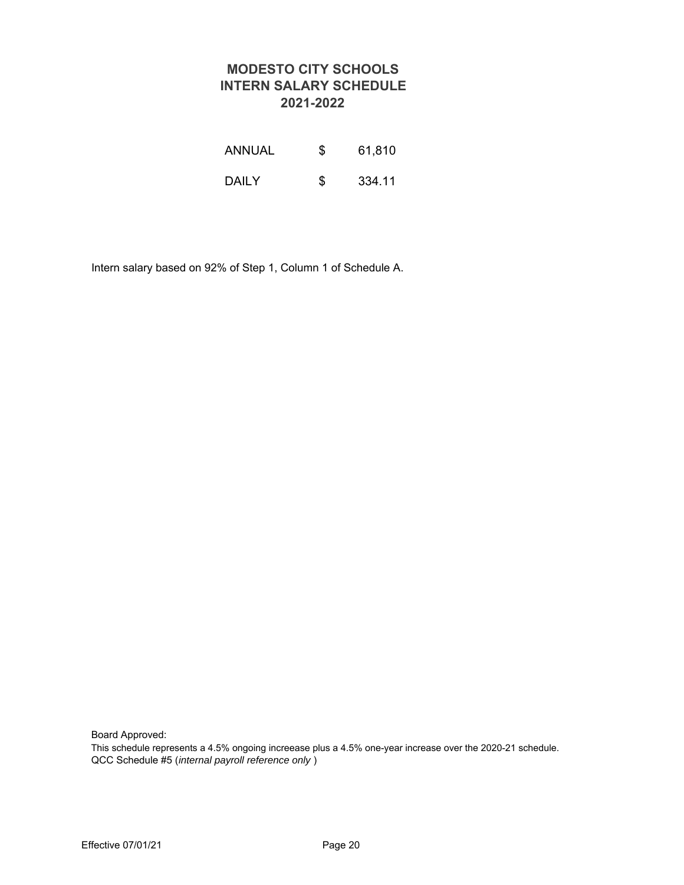# MODESTO CITY SCHOOLS
# INTERN SALARY SCHEDULE
# 2021-2022

| | | |
|---|---|---|
| ANNUAL | $ | 61,810 |
| DAILY | $ | 334.11 |

Intern salary based on 92% of Step 1, Column 1 of Schedule A.

Board Approved:

This schedule represents a 4.5% ongoing increease plus a 4.5% one-year increase over the 2020-21 schedule.

QCC Schedule #5 (*internal payroll reference only* )

Effective 07/01/21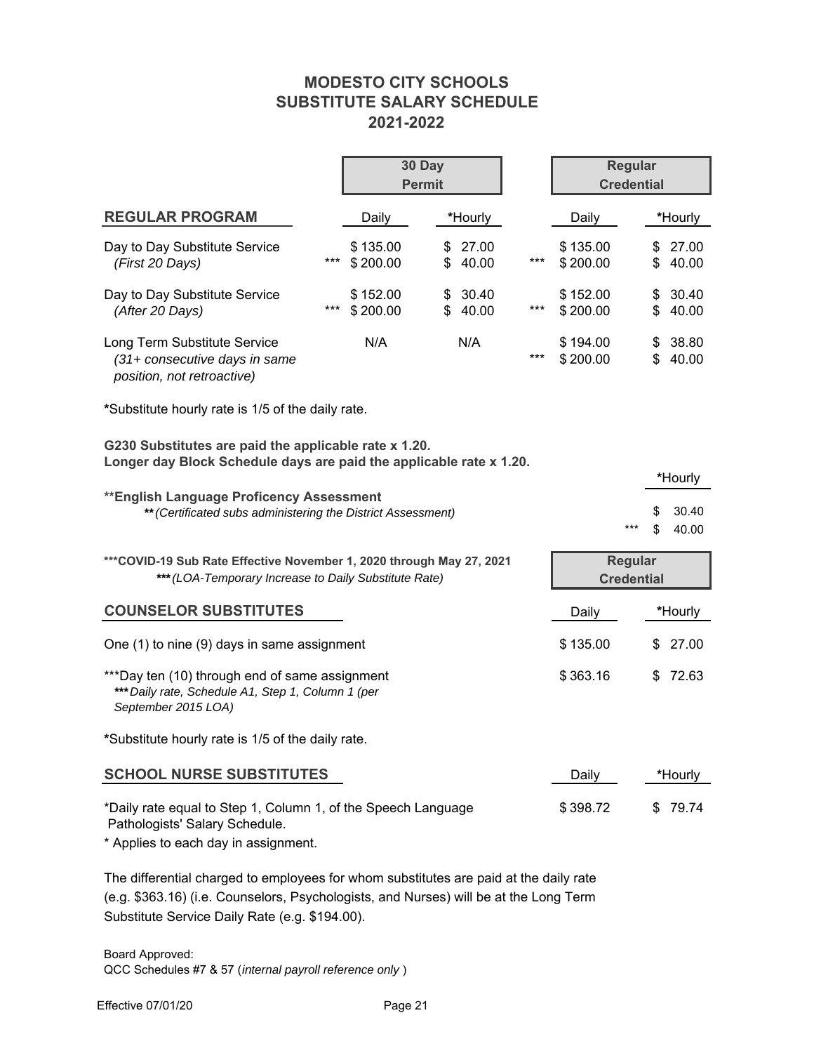# MODESTO CITY SCHOOLS
## SUBSTITUTE SALARY SCHEDULE
## 2021-2022

| | | 30 Day Permit | | | Regular Credential | |
|---|---|---|---|---|---|---|
| **REGULAR PROGRAM** | | Daily | *Hourly | | Daily | *Hourly |
| Day to Day Substitute Service *(First 20 Days)* | | $ 135.00 | $ 27.00 | | $ 135.00 | $ 27.00 |
| | *** | $ 200.00 | $ 40.00 | *** | $ 200.00 | $ 40.00 |
| Day to Day Substitute Service *(After 20 Days)* | | $ 152.00 | $ 30.40 | | $ 152.00 | $ 30.40 |
| | *** | $ 200.00 | $ 40.00 | *** | $ 200.00 | $ 40.00 |
| Long Term Substitute Service *(31+ consecutive days in same position, not retroactive)* | | N/A | N/A | | $ 194.00 | $ 38.80 |
| | | | | *** | $ 200.00 | $ 40.00 |

**\***Substitute hourly rate is 1/5 of the daily rate.

**G230 Substitutes are paid the applicable rate x 1.20.**
**Longer day Block Schedule days are paid the applicable rate x 1.20.**

| | | *Hourly |
|---|---|---|
| **\*\*English Language Proficency Assessment** **\*\*** *(Certificated subs administering the District Assessment)* | | $ 30.40 |
| | *** | $ 40.00 |

**\*\*\*COVID-19 Sub Rate Effective November 1, 2020 through May 27, 2021**
**\*\*\*** *(LOA-Temporary Increase to Daily Substitute Rate)*

| | Regular Credential | |
|---|---|---|
| **COUNSELOR SUBSTITUTES** | Daily | *Hourly |
| One (1) to nine (9) days in same assignment | $ 135.00 | $ 27.00 |
| \*\*\*Day ten (10) through end of same assignment **\*\*\*** *Daily rate, Schedule A1, Step 1, Column 1 (per September 2015 LOA)* | $ 363.16 | $ 72.63 |

**\***Substitute hourly rate is 1/5 of the daily rate.

| **SCHOOL NURSE SUBSTITUTES** | Daily | *Hourly |
|---|---|---|
| *Daily rate equal to Step 1, Column 1, of the Speech Language Pathologists' Salary Schedule. | $ 398.72 | $ 79.74 |

\* Applies to each day in assignment.

The differential charged to employees for whom substitutes are paid at the daily rate (e.g. $363.16) (i.e. Counselors, Psychologists, and Nurses) will be at the Long Term Substitute Service Daily Rate (e.g. $194.00).

Board Approved:
QCC Schedules #7 & 57 (*internal payroll reference only* )

Effective 07/01/20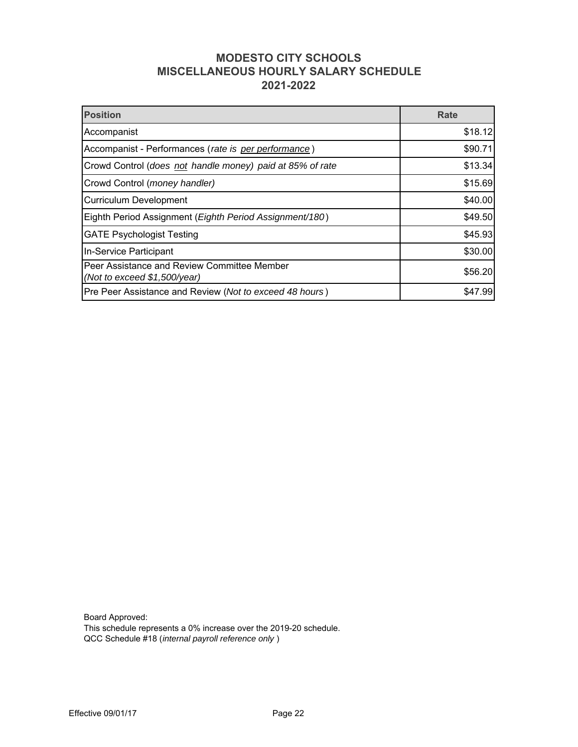# MODESTO CITY SCHOOLS
# MISCELLANEOUS HOURLY SALARY SCHEDULE
# 2021-2022

| Position | Rate |
|---|---|
| Accompanist | $18.12 |
| Accompanist - Performances (*rate is per performance*) | $90.71 |
| Crowd Control (*does not handle money) paid at 85% of rate* | $13.34 |
| Crowd Control (*money handler)* | $15.69 |
| Curriculum Development | $40.00 |
| Eighth Period Assignment (*Eighth Period Assignment/180*) | $49.50 |
| GATE Psychologist Testing | $45.93 |
| In-Service Participant | $30.00 |
| Peer Assistance and Review Committee Member *(Not to exceed $1,500/year)* | $56.20 |
| Pre Peer Assistance and Review (*Not to exceed 48 hours*) | $47.99 |

Board Approved:
This schedule represents a 0% increase over the 2019-20 schedule.
QCC Schedule #18 (*internal payroll reference only*)

Effective 09/01/17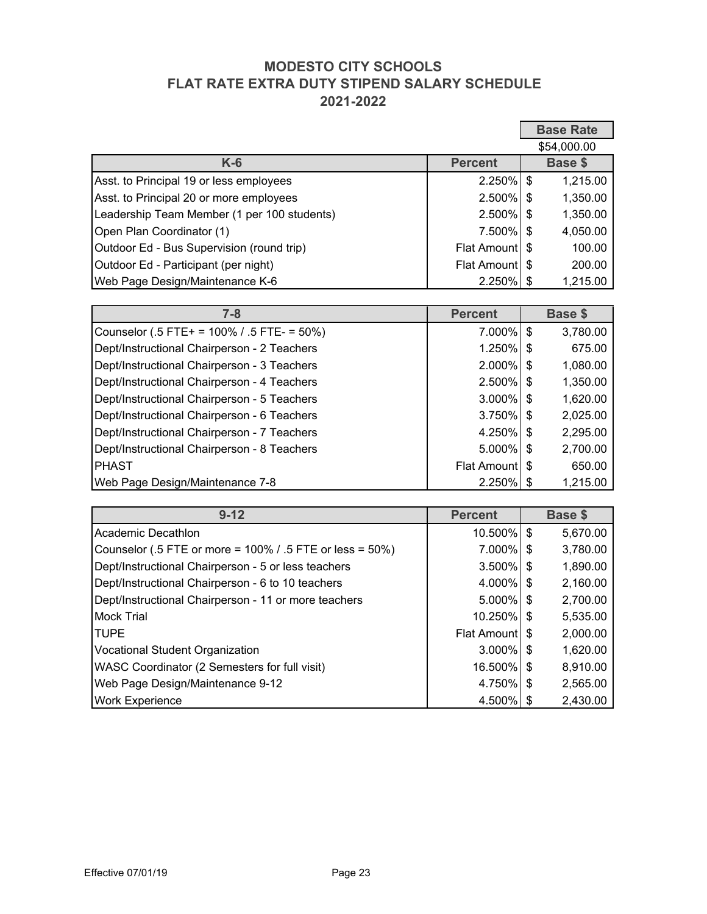# MODESTO CITY SCHOOLS
## FLAT RATE EXTRA DUTY STIPEND SALARY SCHEDULE
## 2021-2022

| | | Base Rate |
|---|---|---|
| | | $54,000.00 |

| K-6 | Percent | Base $ |
|---|---|---|
| Asst. to Principal 19 or less employees | 2.250% | $ 1,215.00 |
| Asst. to Principal 20 or more employees | 2.500% | $ 1,350.00 |
| Leadership Team Member (1 per 100 students) | 2.500% | $ 1,350.00 |
| Open Plan Coordinator (1) | 7.500% | $ 4,050.00 |
| Outdoor Ed - Bus Supervision (round trip) | Flat Amount | $ 100.00 |
| Outdoor Ed - Participant (per night) | Flat Amount | $ 200.00 |
| Web Page Design/Maintenance K-6 | 2.250% | $ 1,215.00 |

| 7-8 | Percent | Base $ |
|---|---|---|
| Counselor (.5 FTE+ = 100% / .5 FTE- = 50%) | 7.000% | $ 3,780.00 |
| Dept/Instructional Chairperson - 2 Teachers | 1.250% | $ 675.00 |
| Dept/Instructional Chairperson - 3 Teachers | 2.000% | $ 1,080.00 |
| Dept/Instructional Chairperson - 4 Teachers | 2.500% | $ 1,350.00 |
| Dept/Instructional Chairperson - 5 Teachers | 3.000% | $ 1,620.00 |
| Dept/Instructional Chairperson - 6 Teachers | 3.750% | $ 2,025.00 |
| Dept/Instructional Chairperson - 7 Teachers | 4.250% | $ 2,295.00 |
| Dept/Instructional Chairperson - 8 Teachers | 5.000% | $ 2,700.00 |
| PHAST | Flat Amount | $ 650.00 |
| Web Page Design/Maintenance 7-8 | 2.250% | $ 1,215.00 |

| 9-12 | Percent | Base $ |
|---|---|---|
| Academic Decathlon | 10.500% | $ 5,670.00 |
| Counselor (.5 FTE or more = 100% / .5 FTE or less = 50%) | 7.000% | $ 3,780.00 |
| Dept/Instructional Chairperson - 5 or less teachers | 3.500% | $ 1,890.00 |
| Dept/Instructional Chairperson - 6 to 10 teachers | 4.000% | $ 2,160.00 |
| Dept/Instructional Chairperson - 11 or more teachers | 5.000% | $ 2,700.00 |
| Mock Trial | 10.250% | $ 5,535.00 |
| TUPE | Flat Amount | $ 2,000.00 |
| Vocational Student Organization | 3.000% | $ 1,620.00 |
| WASC Coordinator (2 Semesters for full visit) | 16.500% | $ 8,910.00 |
| Web Page Design/Maintenance 9-12 | 4.750% | $ 2,565.00 |
| Work Experience | 4.500% | $ 2,430.00 |

Effective 07/01/19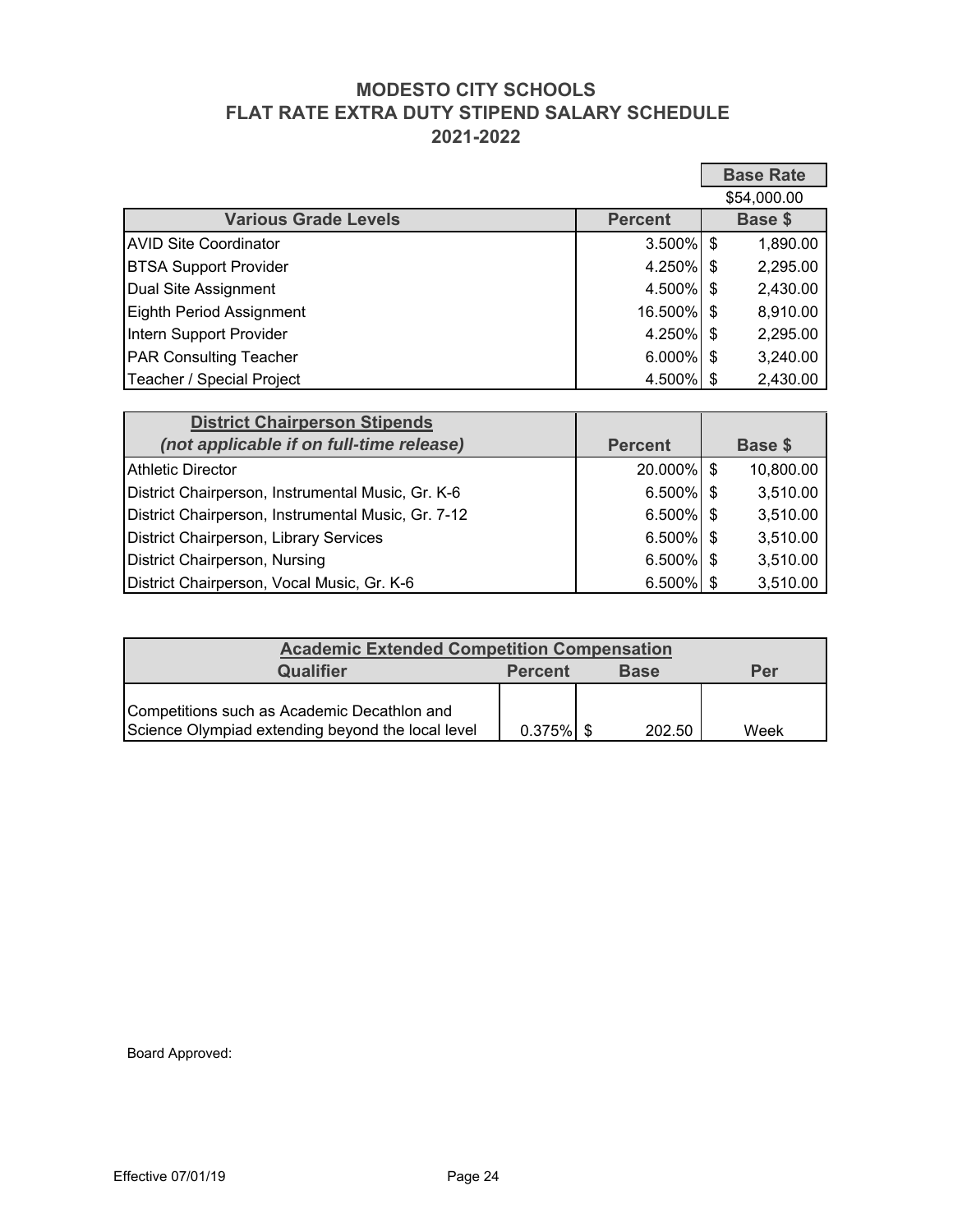# MODESTO CITY SCHOOLS
## FLAT RATE EXTRA DUTY STIPEND SALARY SCHEDULE
## 2021-2022

| | | Base Rate |
|---|---|---|
| | | $54,000.00 |
| **Various Grade Levels** | **Percent** | **Base $** |
| AVID Site Coordinator | 3.500% | $ 1,890.00 |
| BTSA Support Provider | 4.250% | $ 2,295.00 |
| Dual Site Assignment | 4.500% | $ 2,430.00 |
| Eighth Period Assignment | 16.500% | $ 8,910.00 |
| Intern Support Provider | 4.250% | $ 2,295.00 |
| PAR Consulting Teacher | 6.000% | $ 3,240.00 |
| Teacher / Special Project | 4.500% | $ 2,430.00 |

| **District Chairperson Stipends** ***(not applicable if on full-time release)*** | **Percent** | **Base $** |
|---|---|---|
| Athletic Director | 20.000% | $ 10,800.00 |
| District Chairperson, Instrumental Music, Gr. K-6 | 6.500% | $ 3,510.00 |
| District Chairperson, Instrumental Music, Gr. 7-12 | 6.500% | $ 3,510.00 |
| District Chairperson, Library Services | 6.500% | $ 3,510.00 |
| District Chairperson, Nursing | 6.500% | $ 3,510.00 |
| District Chairperson, Vocal Music, Gr. K-6 | 6.500% | $ 3,510.00 |

| **Academic Extended Competition Compensation** | | | |
|---|---|---|---|
| **Qualifier** | **Percent** | **Base** | **Per** |
| Competitions such as Academic Decathlon and Science Olympiad extending beyond the local level | 0.375% | $ 202.50 | Week |

Board Approved:

Effective 07/01/19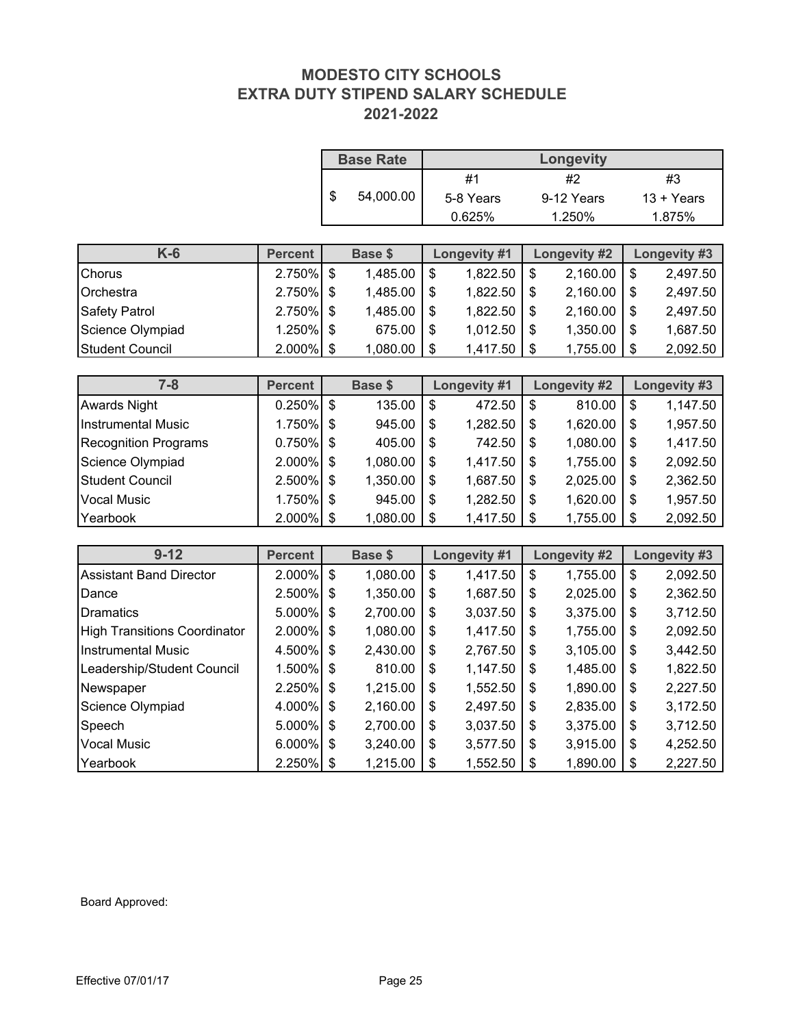# MODESTO CITY SCHOOLS
## EXTRA DUTY STIPEND SALARY SCHEDULE
## 2021-2022

| Base Rate | Longevity | | |
|---|---|---|---|
| | #1 | #2 | #3 |
| $ 54,000.00 | 5-8 Years | 9-12 Years | 13 + Years |
| | 0.625% | 1.250% | 1.875% |

| K-6 | Percent | Base $ | Longevity #1 | Longevity #2 | Longevity #3 |
|---|---|---|---|---|---|
| Chorus | 2.750% | $ 1,485.00 | $ 1,822.50 | $ 2,160.00 | $ 2,497.50 |
| Orchestra | 2.750% | $ 1,485.00 | $ 1,822.50 | $ 2,160.00 | $ 2,497.50 |
| Safety Patrol | 2.750% | $ 1,485.00 | $ 1,822.50 | $ 2,160.00 | $ 2,497.50 |
| Science Olympiad | 1.250% | $ 675.00 | $ 1,012.50 | $ 1,350.00 | $ 1,687.50 |
| Student Council | 2.000% | $ 1,080.00 | $ 1,417.50 | $ 1,755.00 | $ 2,092.50 |

| 7-8 | Percent | Base $ | Longevity #1 | Longevity #2 | Longevity #3 |
|---|---|---|---|---|---|
| Awards Night | 0.250% | $ 135.00 | $ 472.50 | $ 810.00 | $ 1,147.50 |
| Instrumental Music | 1.750% | $ 945.00 | $ 1,282.50 | $ 1,620.00 | $ 1,957.50 |
| Recognition Programs | 0.750% | $ 405.00 | $ 742.50 | $ 1,080.00 | $ 1,417.50 |
| Science Olympiad | 2.000% | $ 1,080.00 | $ 1,417.50 | $ 1,755.00 | $ 2,092.50 |
| Student Council | 2.500% | $ 1,350.00 | $ 1,687.50 | $ 2,025.00 | $ 2,362.50 |
| Vocal Music | 1.750% | $ 945.00 | $ 1,282.50 | $ 1,620.00 | $ 1,957.50 |
| Yearbook | 2.000% | $ 1,080.00 | $ 1,417.50 | $ 1,755.00 | $ 2,092.50 |

| 9-12 | Percent | Base $ | Longevity #1 | Longevity #2 | Longevity #3 |
|---|---|---|---|---|---|
| Assistant Band Director | 2.000% | $ 1,080.00 | $ 1,417.50 | $ 1,755.00 | $ 2,092.50 |
| Dance | 2.500% | $ 1,350.00 | $ 1,687.50 | $ 2,025.00 | $ 2,362.50 |
| Dramatics | 5.000% | $ 2,700.00 | $ 3,037.50 | $ 3,375.00 | $ 3,712.50 |
| High Transitions Coordinator | 2.000% | $ 1,080.00 | $ 1,417.50 | $ 1,755.00 | $ 2,092.50 |
| Instrumental Music | 4.500% | $ 2,430.00 | $ 2,767.50 | $ 3,105.00 | $ 3,442.50 |
| Leadership/Student Council | 1.500% | $ 810.00 | $ 1,147.50 | $ 1,485.00 | $ 1,822.50 |
| Newspaper | 2.250% | $ 1,215.00 | $ 1,552.50 | $ 1,890.00 | $ 2,227.50 |
| Science Olympiad | 4.000% | $ 2,160.00 | $ 2,497.50 | $ 2,835.00 | $ 3,172.50 |
| Speech | 5.000% | $ 2,700.00 | $ 3,037.50 | $ 3,375.00 | $ 3,712.50 |
| Vocal Music | 6.000% | $ 3,240.00 | $ 3,577.50 | $ 3,915.00 | $ 4,252.50 |
| Yearbook | 2.250% | $ 1,215.00 | $ 1,552.50 | $ 1,890.00 | $ 2,227.50 |

Board Approved:

Effective 07/01/17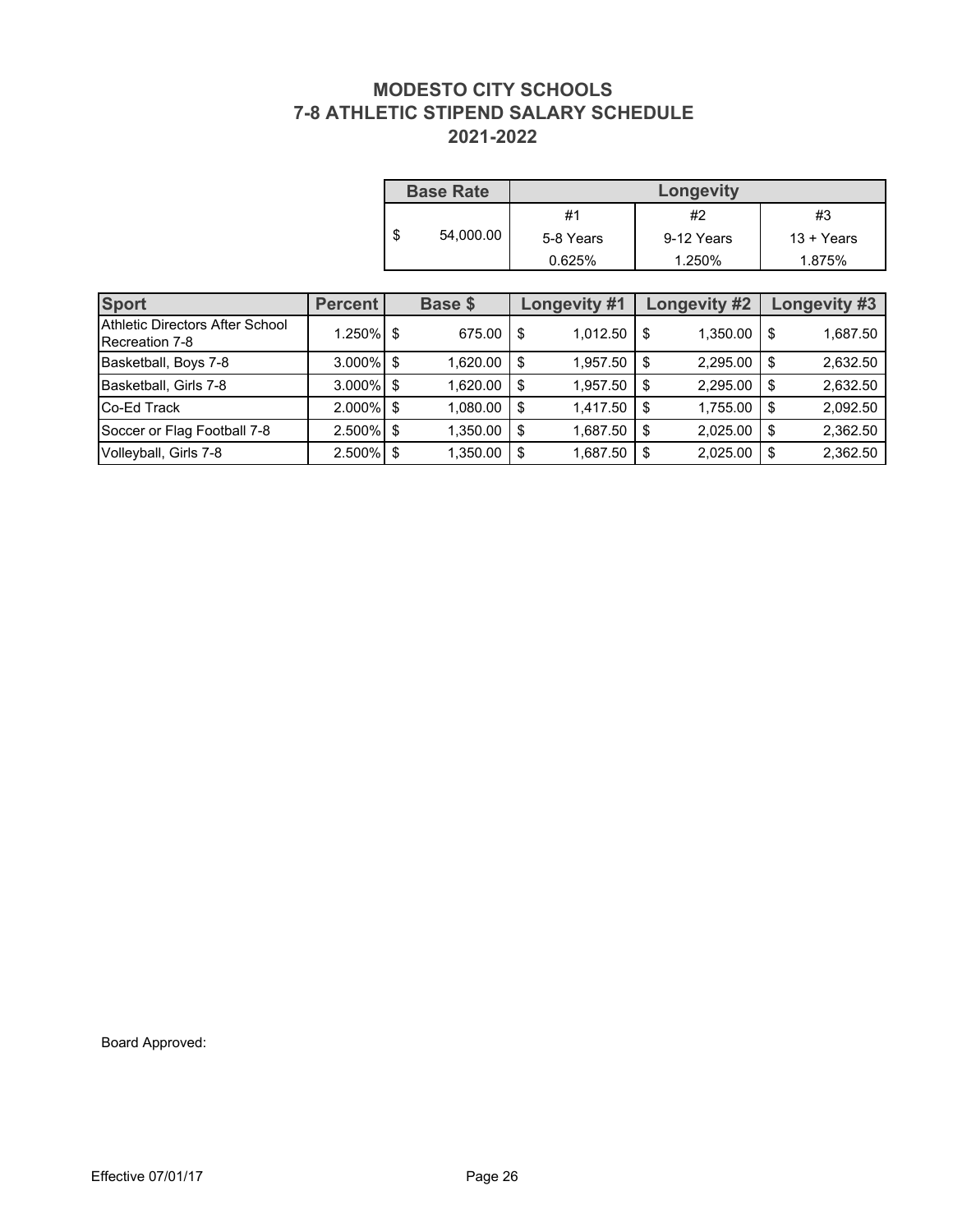# MODESTO CITY SCHOOLS
# 7-8 ATHLETIC STIPEND SALARY SCHEDULE
# 2021-2022

| Base Rate | Longevity | | |
|---|---|---|---|
| | #1 | #2 | #3 |
| $ 54,000.00 | 5-8 Years | 9-12 Years | 13 + Years |
| | 0.625% | 1.250% | 1.875% |

| Sport | Percent | Base $ | Longevity #1 | Longevity #2 | Longevity #3 |
|---|---|---|---|---|---|
| Athletic Directors After School Recreation 7-8 | 1.250% | $ 675.00 | $ 1,012.50 | $ 1,350.00 | $ 1,687.50 |
| Basketball, Boys 7-8 | 3.000% | $ 1,620.00 | $ 1,957.50 | $ 2,295.00 | $ 2,632.50 |
| Basketball, Girls 7-8 | 3.000% | $ 1,620.00 | $ 1,957.50 | $ 2,295.00 | $ 2,632.50 |
| Co-Ed Track | 2.000% | $ 1,080.00 | $ 1,417.50 | $ 1,755.00 | $ 2,092.50 |
| Soccer or Flag Football 7-8 | 2.500% | $ 1,350.00 | $ 1,687.50 | $ 2,025.00 | $ 2,362.50 |
| Volleyball, Girls 7-8 | 2.500% | $ 1,350.00 | $ 1,687.50 | $ 2,025.00 | $ 2,362.50 |

Board Approved:

Effective 07/01/17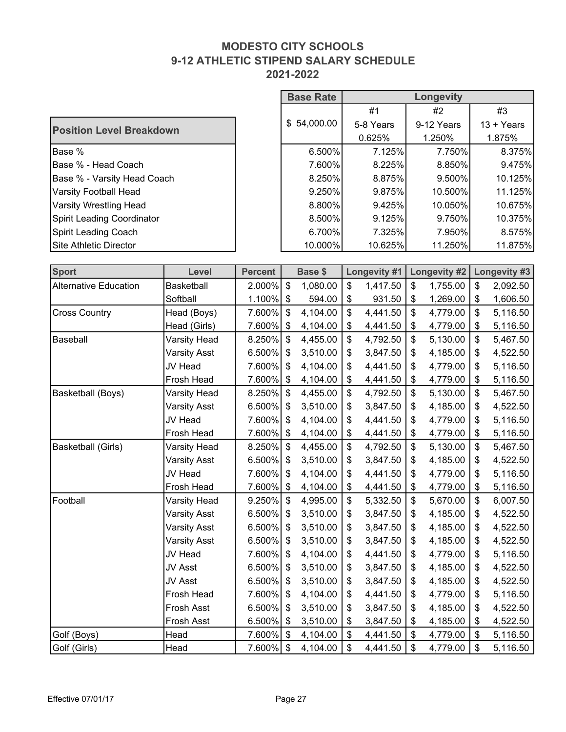# MODESTO CITY SCHOOLS
## 9-12 ATHLETIC STIPEND SALARY SCHEDULE
## 2021-2022

| Position Level Breakdown | Base Rate | Longevity | | |
|---|---|---|---|---|
| | | #1 | #2 | #3 |
| | $ 54,000.00 | 5-8 Years | 9-12 Years | 13 + Years |
| | | 0.625% | 1.250% | 1.875% |
| Base % | 6.500% | 7.125% | 7.750% | 8.375% |
| Base % - Head Coach | 7.600% | 8.225% | 8.850% | 9.475% |
| Base % - Varsity Head Coach | 8.250% | 8.875% | 9.500% | 10.125% |
| Varsity Football Head | 9.250% | 9.875% | 10.500% | 11.125% |
| Varsity Wrestling Head | 8.800% | 9.425% | 10.050% | 10.675% |
| Spirit Leading Coordinator | 8.500% | 9.125% | 9.750% | 10.375% |
| Spirit Leading Coach | 6.700% | 7.325% | 7.950% | 8.575% |
| Site Athletic Director | 10.000% | 10.625% | 11.250% | 11.875% |

| Sport | Level | Percent | Base $ | Longevity #1 | Longevity #2 | Longevity #3 |
|---|---|---|---|---|---|---|
| Alternative Education | Basketball | 2.000% | $ 1,080.00 | $ 1,417.50 | $ 1,755.00 | $ 2,092.50 |
| | Softball | 1.100% | $ 594.00 | $ 931.50 | $ 1,269.00 | $ 1,606.50 |
| Cross Country | Head (Boys) | 7.600% | $ 4,104.00 | $ 4,441.50 | $ 4,779.00 | $ 5,116.50 |
| | Head (Girls) | 7.600% | $ 4,104.00 | $ 4,441.50 | $ 4,779.00 | $ 5,116.50 |
| Baseball | Varsity Head | 8.250% | $ 4,455.00 | $ 4,792.50 | $ 5,130.00 | $ 5,467.50 |
| | Varsity Asst | 6.500% | $ 3,510.00 | $ 3,847.50 | $ 4,185.00 | $ 4,522.50 |
| | JV Head | 7.600% | $ 4,104.00 | $ 4,441.50 | $ 4,779.00 | $ 5,116.50 |
| | Frosh Head | 7.600% | $ 4,104.00 | $ 4,441.50 | $ 4,779.00 | $ 5,116.50 |
| Basketball (Boys) | Varsity Head | 8.250% | $ 4,455.00 | $ 4,792.50 | $ 5,130.00 | $ 5,467.50 |
| | Varsity Asst | 6.500% | $ 3,510.00 | $ 3,847.50 | $ 4,185.00 | $ 4,522.50 |
| | JV Head | 7.600% | $ 4,104.00 | $ 4,441.50 | $ 4,779.00 | $ 5,116.50 |
| | Frosh Head | 7.600% | $ 4,104.00 | $ 4,441.50 | $ 4,779.00 | $ 5,116.50 |
| Basketball (Girls) | Varsity Head | 8.250% | $ 4,455.00 | $ 4,792.50 | $ 5,130.00 | $ 5,467.50 |
| | Varsity Asst | 6.500% | $ 3,510.00 | $ 3,847.50 | $ 4,185.00 | $ 4,522.50 |
| | JV Head | 7.600% | $ 4,104.00 | $ 4,441.50 | $ 4,779.00 | $ 5,116.50 |
| | Frosh Head | 7.600% | $ 4,104.00 | $ 4,441.50 | $ 4,779.00 | $ 5,116.50 |
| Football | Varsity Head | 9.250% | $ 4,995.00 | $ 5,332.50 | $ 5,670.00 | $ 6,007.50 |
| | Varsity Asst | 6.500% | $ 3,510.00 | $ 3,847.50 | $ 4,185.00 | $ 4,522.50 |
| | Varsity Asst | 6.500% | $ 3,510.00 | $ 3,847.50 | $ 4,185.00 | $ 4,522.50 |
| | Varsity Asst | 6.500% | $ 3,510.00 | $ 3,847.50 | $ 4,185.00 | $ 4,522.50 |
| | JV Head | 7.600% | $ 4,104.00 | $ 4,441.50 | $ 4,779.00 | $ 5,116.50 |
| | JV Asst | 6.500% | $ 3,510.00 | $ 3,847.50 | $ 4,185.00 | $ 4,522.50 |
| | JV Asst | 6.500% | $ 3,510.00 | $ 3,847.50 | $ 4,185.00 | $ 4,522.50 |
| | Frosh Head | 7.600% | $ 4,104.00 | $ 4,441.50 | $ 4,779.00 | $ 5,116.50 |
| | Frosh Asst | 6.500% | $ 3,510.00 | $ 3,847.50 | $ 4,185.00 | $ 4,522.50 |
| | Frosh Asst | 6.500% | $ 3,510.00 | $ 3,847.50 | $ 4,185.00 | $ 4,522.50 |
| Golf (Boys) | Head | 7.600% | $ 4,104.00 | $ 4,441.50 | $ 4,779.00 | $ 5,116.50 |
| Golf (Girls) | Head | 7.600% | $ 4,104.00 | $ 4,441.50 | $ 4,779.00 | $ 5,116.50 |

Effective 07/01/17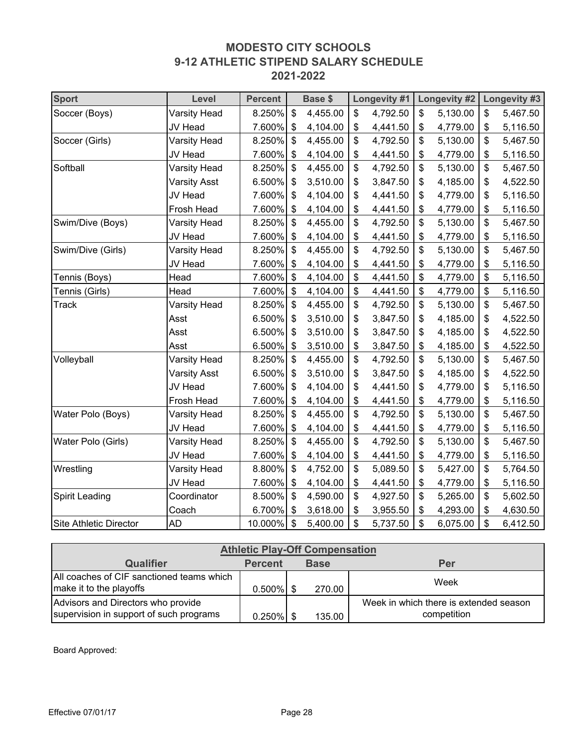# MODESTO CITY SCHOOLS
## 9-12 ATHLETIC STIPEND SALARY SCHEDULE
## 2021-2022

| Sport | Level | Percent | Base $ | Longevity #1 | Longevity #2 | Longevity #3 |
|---|---|---|---|---|---|---|
| Soccer (Boys) | Varsity Head | 8.250% | $ 4,455.00 | $ 4,792.50 | $ 5,130.00 | $ 5,467.50 |
| | JV Head | 7.600% | $ 4,104.00 | $ 4,441.50 | $ 4,779.00 | $ 5,116.50 |
| Soccer (Girls) | Varsity Head | 8.250% | $ 4,455.00 | $ 4,792.50 | $ 5,130.00 | $ 5,467.50 |
| | JV Head | 7.600% | $ 4,104.00 | $ 4,441.50 | $ 4,779.00 | $ 5,116.50 |
| Softball | Varsity Head | 8.250% | $ 4,455.00 | $ 4,792.50 | $ 5,130.00 | $ 5,467.50 |
| | Varsity Asst | 6.500% | $ 3,510.00 | $ 3,847.50 | $ 4,185.00 | $ 4,522.50 |
| | JV Head | 7.600% | $ 4,104.00 | $ 4,441.50 | $ 4,779.00 | $ 5,116.50 |
| | Frosh Head | 7.600% | $ 4,104.00 | $ 4,441.50 | $ 4,779.00 | $ 5,116.50 |
| Swim/Dive (Boys) | Varsity Head | 8.250% | $ 4,455.00 | $ 4,792.50 | $ 5,130.00 | $ 5,467.50 |
| | JV Head | 7.600% | $ 4,104.00 | $ 4,441.50 | $ 4,779.00 | $ 5,116.50 |
| Swim/Dive (Girls) | Varsity Head | 8.250% | $ 4,455.00 | $ 4,792.50 | $ 5,130.00 | $ 5,467.50 |
| | JV Head | 7.600% | $ 4,104.00 | $ 4,441.50 | $ 4,779.00 | $ 5,116.50 |
| Tennis (Boys) | Head | 7.600% | $ 4,104.00 | $ 4,441.50 | $ 4,779.00 | $ 5,116.50 |
| Tennis (Girls) | Head | 7.600% | $ 4,104.00 | $ 4,441.50 | $ 4,779.00 | $ 5,116.50 |
| Track | Varsity Head | 8.250% | $ 4,455.00 | $ 4,792.50 | $ 5,130.00 | $ 5,467.50 |
| | Asst | 6.500% | $ 3,510.00 | $ 3,847.50 | $ 4,185.00 | $ 4,522.50 |
| | Asst | 6.500% | $ 3,510.00 | $ 3,847.50 | $ 4,185.00 | $ 4,522.50 |
| | Asst | 6.500% | $ 3,510.00 | $ 3,847.50 | $ 4,185.00 | $ 4,522.50 |
| Volleyball | Varsity Head | 8.250% | $ 4,455.00 | $ 4,792.50 | $ 5,130.00 | $ 5,467.50 |
| | Varsity Asst | 6.500% | $ 3,510.00 | $ 3,847.50 | $ 4,185.00 | $ 4,522.50 |
| | JV Head | 7.600% | $ 4,104.00 | $ 4,441.50 | $ 4,779.00 | $ 5,116.50 |
| | Frosh Head | 7.600% | $ 4,104.00 | $ 4,441.50 | $ 4,779.00 | $ 5,116.50 |
| Water Polo (Boys) | Varsity Head | 8.250% | $ 4,455.00 | $ 4,792.50 | $ 5,130.00 | $ 5,467.50 |
| | JV Head | 7.600% | $ 4,104.00 | $ 4,441.50 | $ 4,779.00 | $ 5,116.50 |
| Water Polo (Girls) | Varsity Head | 8.250% | $ 4,455.00 | $ 4,792.50 | $ 5,130.00 | $ 5,467.50 |
| | JV Head | 7.600% | $ 4,104.00 | $ 4,441.50 | $ 4,779.00 | $ 5,116.50 |
| Wrestling | Varsity Head | 8.800% | $ 4,752.00 | $ 5,089.50 | $ 5,427.00 | $ 5,764.50 |
| | JV Head | 7.600% | $ 4,104.00 | $ 4,441.50 | $ 4,779.00 | $ 5,116.50 |
| Spirit Leading | Coordinator | 8.500% | $ 4,590.00 | $ 4,927.50 | $ 5,265.00 | $ 5,602.50 |
| | Coach | 6.700% | $ 3,618.00 | $ 3,955.50 | $ 4,293.00 | $ 4,630.50 |
| Site Athletic Director | AD | 10.000% | $ 5,400.00 | $ 5,737.50 | $ 6,075.00 | $ 6,412.50 |

| Athletic Play-Off Compensation | | | |
|---|---|---|---|
| **Qualifier** | **Percent** | **Base** | **Per** |
| All coaches of CIF sanctioned teams which make it to the playoffs | 0.500% | $ 270.00 | Week |
| Advisors and Directors who provide supervision in support of such programs | 0.250% | $ 135.00 | Week in which there is extended season competition |

Board Approved:

Effective 07/01/17